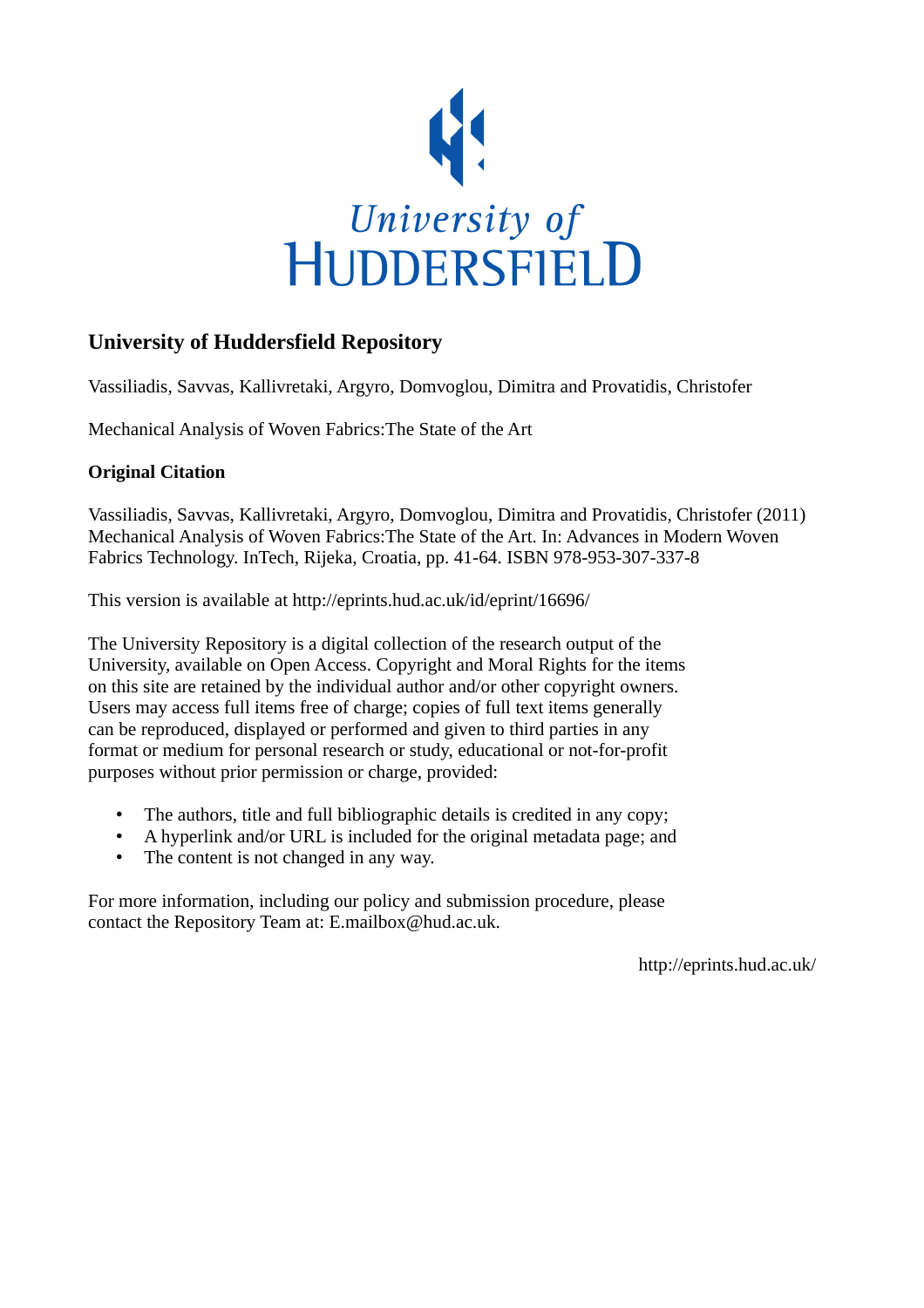University of Huddersfield

## University of Huddersfield Repository

Vassiliadis, Savvas, Kallivretaki, Argyro, Domvoglou, Dimitra and Provatidis, Christofer

Mechanical Analysis of Woven Fabrics:The State of the Art

### Original Citation

Vassiliadis, Savvas, Kallivretaki, Argyro, Domvoglou, Dimitra and Provatidis, Christofer (2011) Mechanical Analysis of Woven Fabrics:The State of the Art. In: Advances in Modern Woven Fabrics Technology. InTech, Rijeka, Croatia, pp. 41-64. ISBN 978-953-307-337-8

This version is available at http://eprints.hud.ac.uk/id/eprint/16696/

The University Repository is a digital collection of the research output of the University, available on Open Access. Copyright and Moral Rights for the items on this site are retained by the individual author and/or other copyright owners. Users may access full items free of charge; copies of full text items generally can be reproduced, displayed or performed and given to third parties in any format or medium for personal research or study, educational or not-for-profit purposes without prior permission or charge, provided:

- The authors, title and full bibliographic details is credited in any copy;
- A hyperlink and/or URL is included for the original metadata page; and
- The content is not changed in any way.

For more information, including our policy and submission procedure, please contact the Repository Team at: E.mailbox@hud.ac.uk.

http://eprints.hud.ac.uk/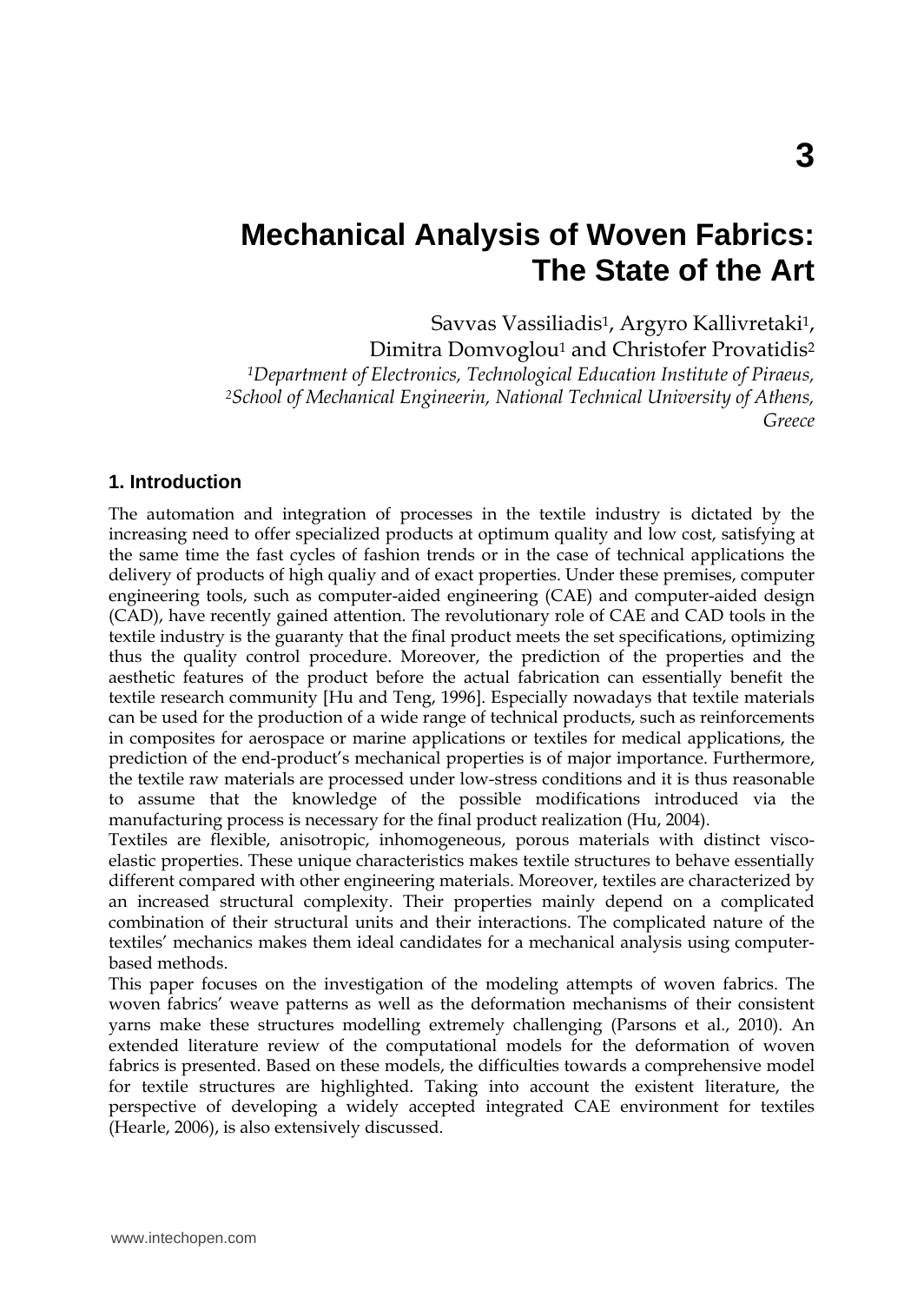# Mechanical Analysis of Woven Fabrics: The State of the Art

Savvas Vassiliadis[1], Argyro Kallivretaki[1], Dimitra Domvoglou[1] and Christofer Provatidis[2]

*[1]Department of Electronics, Technological Education Institute of Piraeus,*
*[2]School of Mechanical Engineerin, National Technical University of Athens,*
*Greece*

## 1. Introduction

The automation and integration of processes in the textile industry is dictated by the increasing need to offer specialized products at optimum quality and low cost, satisfying at the same time the fast cycles of fashion trends or in the case of technical applications the delivery of products of high qualiy and of exact properties. Under these premises, computer engineering tools, such as computer-aided engineering (CAE) and computer-aided design (CAD), have recently gained attention. The revolutionary role of CAE and CAD tools in the textile industry is the guaranty that the final product meets the set specifications, optimizing thus the quality control procedure. Moreover, the prediction of the properties and the aesthetic features of the product before the actual fabrication can essentially benefit the textile research community [Hu and Teng, 1996]. Especially nowadays that textile materials can be used for the production of a wide range of technical products, such as reinforcements in composites for aerospace or marine applications or textiles for medical applications, the prediction of the end-product's mechanical properties is of major importance. Furthermore, the textile raw materials are processed under low-stress conditions and it is thus reasonable to assume that the knowledge of the possible modifications introduced via the manufacturing process is necessary for the final product realization (Hu, 2004).

Textiles are flexible, anisotropic, inhomogeneous, porous materials with distinct visco-elastic properties. These unique characteristics makes textile structures to behave essentially different compared with other engineering materials. Moreover, textiles are characterized by an increased structural complexity. Their properties mainly depend on a complicated combination of their structural units and their interactions. The complicated nature of the textiles' mechanics makes them ideal candidates for a mechanical analysis using computer-based methods.

This paper focuses on the investigation of the modeling attempts of woven fabrics. The woven fabrics' weave patterns as well as the deformation mechanisms of their consistent yarns make these structures modelling extremely challenging (Parsons et al., 2010). An extended literature review of the computational models for the deformation of woven fabrics is presented. Based on these models, the difficulties towards a comprehensive model for textile structures are highlighted. Taking into account the existent literature, the perspective of developing a widely accepted integrated CAE environment for textiles (Hearle, 2006), is also extensively discussed.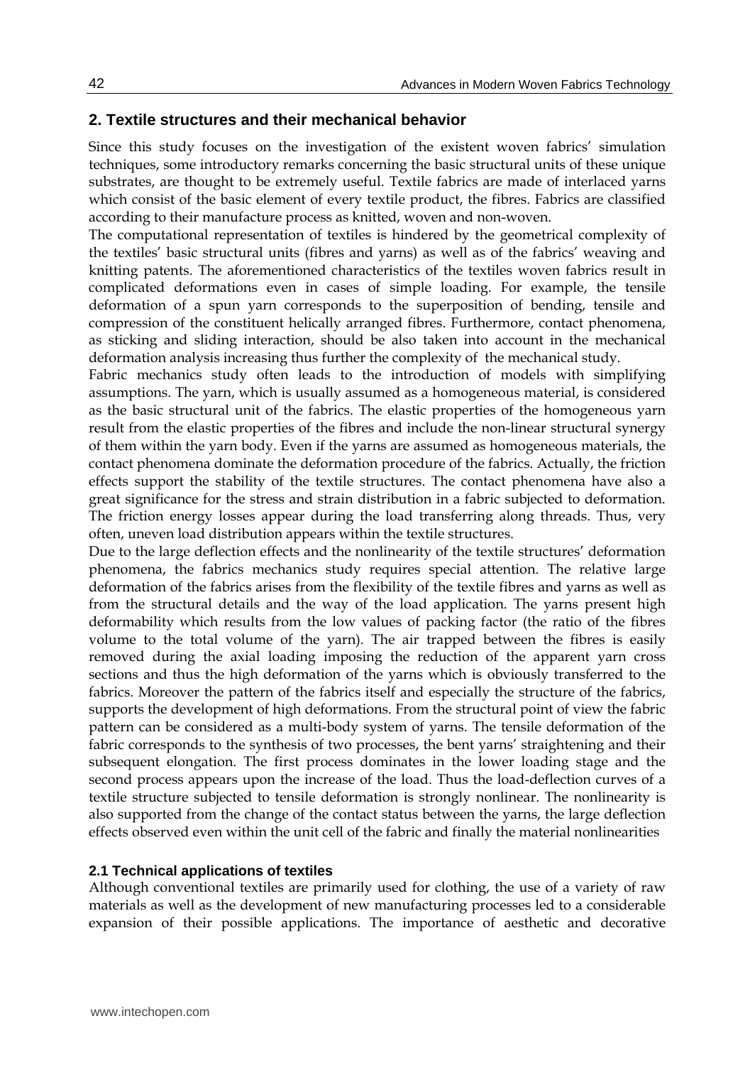## 2. Textile structures and their mechanical behavior

Since this study focuses on the investigation of the existent woven fabrics' simulation techniques, some introductory remarks concerning the basic structural units of these unique substrates, are thought to be extremely useful. Textile fabrics are made of interlaced yarns which consist of the basic element of every textile product, the fibres. Fabrics are classified according to their manufacture process as knitted, woven and non-woven.

The computational representation of textiles is hindered by the geometrical complexity of the textiles' basic structural units (fibres and yarns) as well as of the fabrics' weaving and knitting patents. The aforementioned characteristics of the textiles woven fabrics result in complicated deformations even in cases of simple loading. For example, the tensile deformation of a spun yarn corresponds to the superposition of bending, tensile and compression of the constituent helically arranged fibres. Furthermore, contact phenomena, as sticking and sliding interaction, should be also taken into account in the mechanical deformation analysis increasing thus further the complexity of the mechanical study.

Fabric mechanics study often leads to the introduction of models with simplifying assumptions. The yarn, which is usually assumed as a homogeneous material, is considered as the basic structural unit of the fabrics. The elastic properties of the homogeneous yarn result from the elastic properties of the fibres and include the non-linear structural synergy of them within the yarn body. Even if the yarns are assumed as homogeneous materials, the contact phenomena dominate the deformation procedure of the fabrics. Actually, the friction effects support the stability of the textile structures. The contact phenomena have also a great significance for the stress and strain distribution in a fabric subjected to deformation. The friction energy losses appear during the load transferring along threads. Thus, very often, uneven load distribution appears within the textile structures.

Due to the large deflection effects and the nonlinearity of the textile structures' deformation phenomena, the fabrics mechanics study requires special attention. The relative large deformation of the fabrics arises from the flexibility of the textile fibres and yarns as well as from the structural details and the way of the load application. The yarns present high deformability which results from the low values of packing factor (the ratio of the fibres volume to the total volume of the yarn). The air trapped between the fibres is easily removed during the axial loading imposing the reduction of the apparent yarn cross sections and thus the high deformation of the yarns which is obviously transferred to the fabrics. Moreover the pattern of the fabrics itself and especially the structure of the fabrics, supports the development of high deformations. From the structural point of view the fabric pattern can be considered as a multi-body system of yarns. The tensile deformation of the fabric corresponds to the synthesis of two processes, the bent yarns' straightening and their subsequent elongation. The first process dominates in the lower loading stage and the second process appears upon the increase of the load. Thus the load-deflection curves of a textile structure subjected to tensile deformation is strongly nonlinear. The nonlinearity is also supported from the change of the contact status between the yarns, the large deflection effects observed even within the unit cell of the fabric and finally the material nonlinearities

### 2.1 Technical applications of textiles

Although conventional textiles are primarily used for clothing, the use of a variety of raw materials as well as the development of new manufacturing processes led to a considerable expansion of their possible applications. The importance of aesthetic and decorative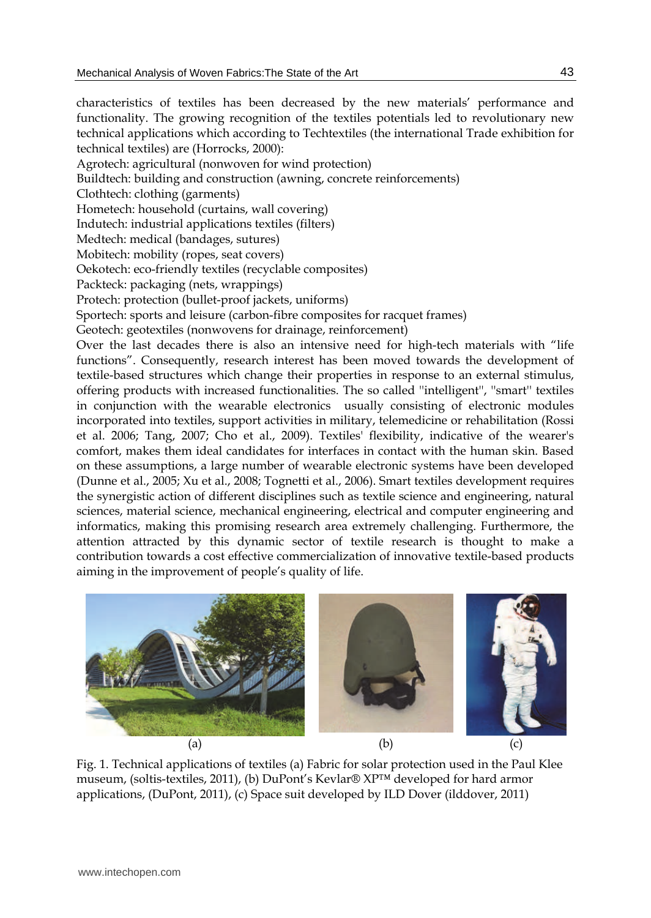characteristics of textiles has been decreased by the new materials' performance and functionality. The growing recognition of the textiles potentials led to revolutionary new technical applications which according to Techtextiles (the international Trade exhibition for technical textiles) are (Horrocks, 2000):

Agrotech: agricultural (nonwoven for wind protection)
Buildtech: building and construction (awning, concrete reinforcements)
Clothtech: clothing (garments)
Hometech: household (curtains, wall covering)
Indutech: industrial applications textiles (filters)
Medtech: medical (bandages, sutures)
Mobitech: mobility (ropes, seat covers)
Oekotech: eco-friendly textiles (recyclable composites)
Packteck: packaging (nets, wrappings)
Protech: protection (bullet-proof jackets, uniforms)
Sportech: sports and leisure (carbon-fibre composites for racquet frames)
Geotech: geotextiles (nonwovens for drainage, reinforcement)

Over the last decades there is also an intensive need for high-tech materials with "life functions". Consequently, research interest has been moved towards the development of textile-based structures which change their properties in response to an external stimulus, offering products with increased functionalities. The so called ''intelligent'', ''smart'' textiles in conjunction with the wearable electronics usually consisting of electronic modules incorporated into textiles, support activities in military, telemedicine or rehabilitation (Rossi et al. 2006; Tang, 2007; Cho et al., 2009). Textiles' flexibility, indicative of the wearer's comfort, makes them ideal candidates for interfaces in contact with the human skin. Based on these assumptions, a large number of wearable electronic systems have been developed (Dunne et al., 2005; Xu et al., 2008; Tognetti et al., 2006). Smart textiles development requires the synergistic action of different disciplines such as textile science and engineering, natural sciences, material science, mechanical engineering, electrical and computer engineering and informatics, making this promising research area extremely challenging. Furthermore, the attention attracted by this dynamic sector of textile research is thought to make a contribution towards a cost effective commercialization of innovative textile-based products aiming in the improvement of people's quality of life.

(a) (b) (c)

Fig. 1. Technical applications of textiles (a) Fabric for solar protection used in the Paul Klee museum, (soltis-textiles, 2011), (b) DuPont's Kevlar® XP™ developed for hard armor applications, (DuPont, 2011), (c) Space suit developed by ILD Dover (ilddover, 2011)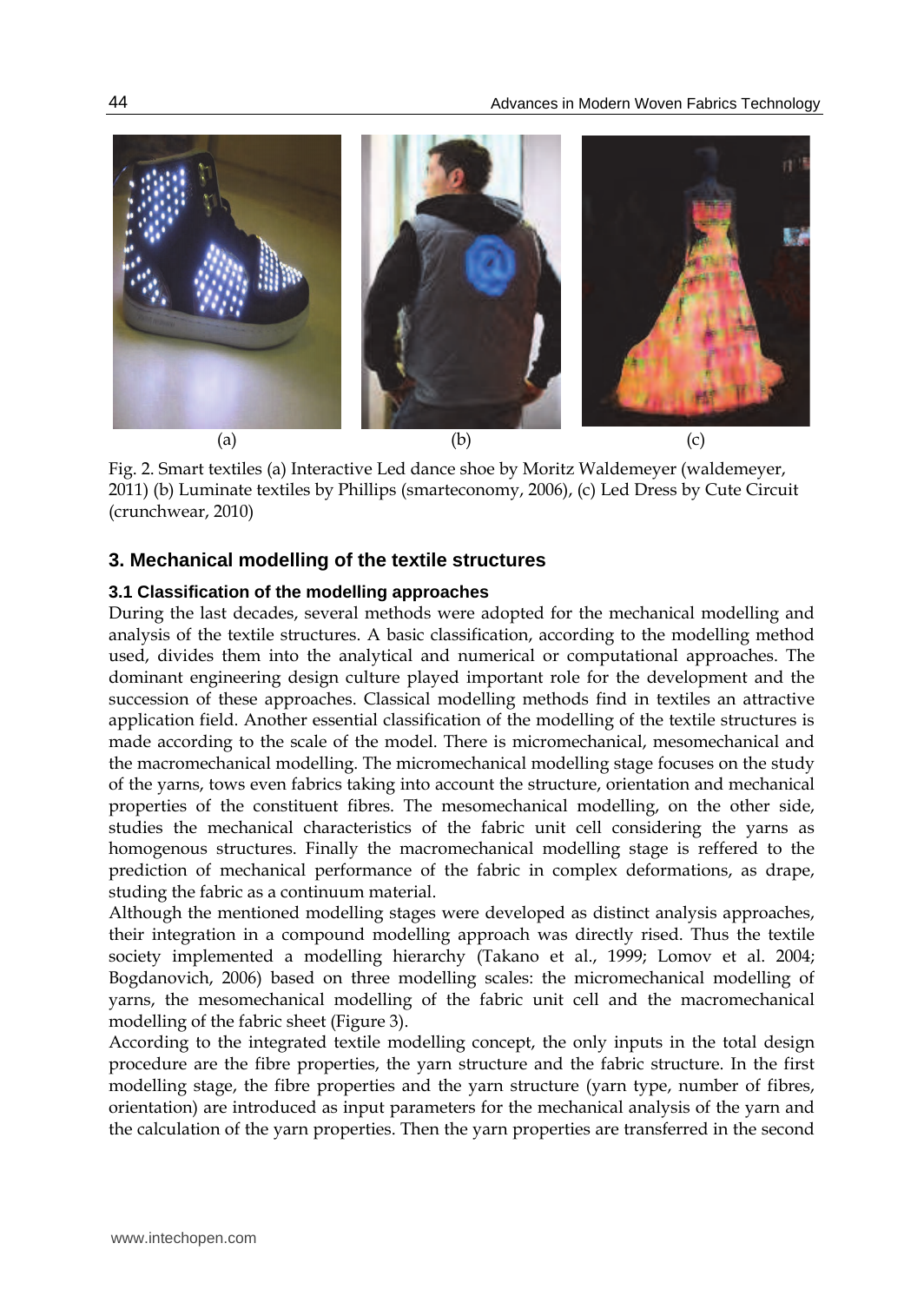(a) (b) (c)

Fig. 2. Smart textiles (a) Interactive Led dance shoe by Moritz Waldemeyer (waldemeyer, 2011) (b) Luminate textiles by Phillips (smarteconomy, 2006), (c) Led Dress by Cute Circuit (crunchwear, 2010)

## 3. Mechanical modelling of the textile structures

### 3.1 Classification of the modelling approaches

During the last decades, several methods were adopted for the mechanical modelling and analysis of the textile structures. A basic classification, according to the modelling method used, divides them into the analytical and numerical or computational approaches. The dominant engineering design culture played important role for the development and the succession of these approaches. Classical modelling methods find in textiles an attractive application field. Another essential classification of the modelling of the textile structures is made according to the scale of the model. There is micromechanical, mesomechanical and the macromechanical modelling. The micromechanical modelling stage focuses on the study of the yarns, tows even fabrics taking into account the structure, orientation and mechanical properties of the constituent fibres. The mesomechanical modelling, on the other side, studies the mechanical characteristics of the fabric unit cell considering the yarns as homogenous structures. Finally the macromechanical modelling stage is reffered to the prediction of mechanical performance of the fabric in complex deformations, as drape, studing the fabric as a continuum material.

Although the mentioned modelling stages were developed as distinct analysis approaches, their integration in a compound modelling approach was directly rised. Thus the textile society implemented a modelling hierarchy (Takano et al., 1999; Lomov et al. 2004; Bogdanovich, 2006) based on three modelling scales: the micromechanical modelling of yarns, the mesomechanical modelling of the fabric unit cell and the macromechanical modelling of the fabric sheet (Figure 3).

According to the integrated textile modelling concept, the only inputs in the total design procedure are the fibre properties, the yarn structure and the fabric structure. In the first modelling stage, the fibre properties and the yarn structure (yarn type, number of fibres, orientation) are introduced as input parameters for the mechanical analysis of the yarn and the calculation of the yarn properties. Then the yarn properties are transferred in the second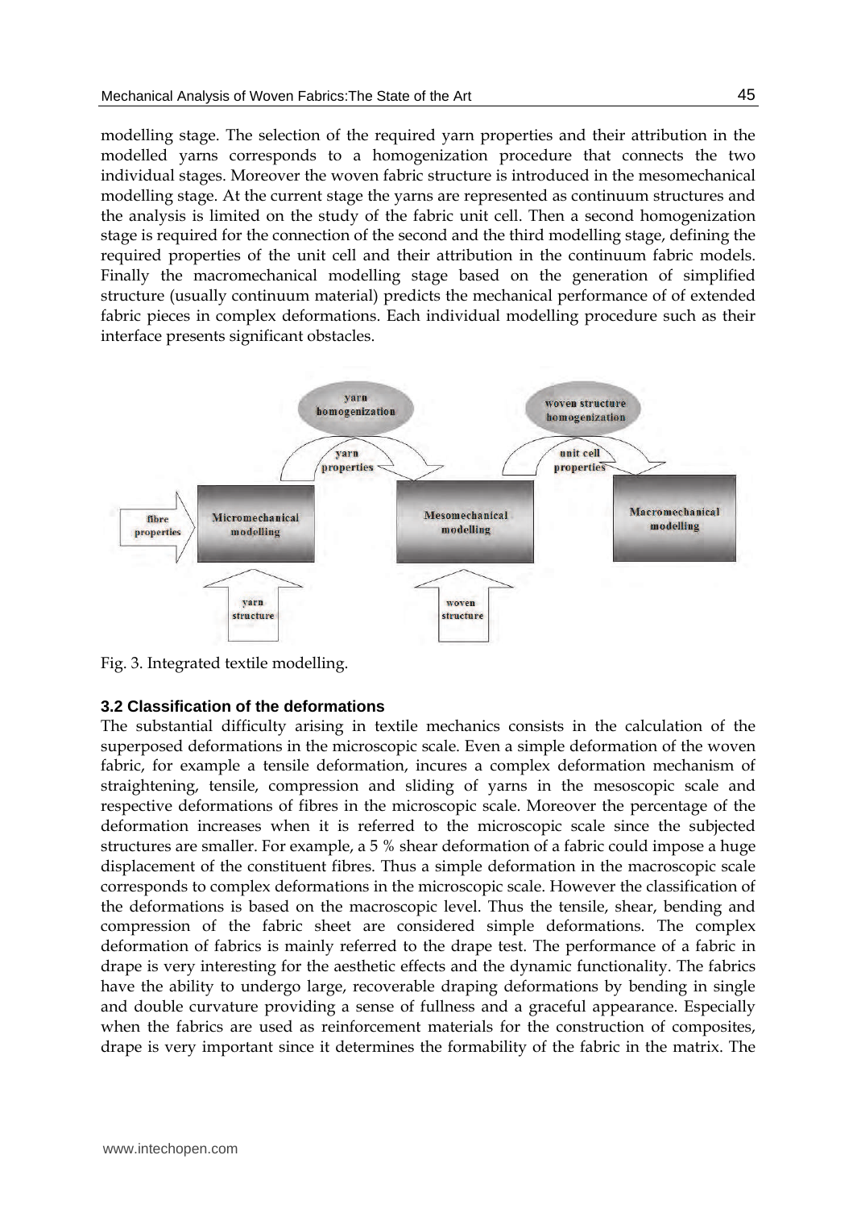modelling stage. The selection of the required yarn properties and their attribution in the modelled yarns corresponds to a homogenization procedure that connects the two individual stages. Moreover the woven fabric structure is introduced in the mesomechanical modelling stage. At the current stage the yarns are represented as continuum structures and the analysis is limited on the study of the fabric unit cell. Then a second homogenization stage is required for the connection of the second and the third modelling stage, defining the required properties of the unit cell and their attribution in the continuum fabric models. Finally the macromechanical modelling stage based on the generation of simplified structure (usually continuum material) predicts the mechanical performance of of extended fabric pieces in complex deformations. Each individual modelling procedure such as their interface presents significant obstacles.

Fig. 3. Integrated textile modelling.

### 3.2 Classification of the deformations

The substantial difficulty arising in textile mechanics consists in the calculation of the superposed deformations in the microscopic scale. Even a simple deformation of the woven fabric, for example a tensile deformation, incures a complex deformation mechanism of straightening, tensile, compression and sliding of yarns in the mesoscopic scale and respective deformations of fibres in the microscopic scale. Moreover the percentage of the deformation increases when it is referred to the microscopic scale since the subjected structures are smaller. For example, a 5 % shear deformation of a fabric could impose a huge displacement of the constituent fibres. Thus a simple deformation in the macroscopic scale corresponds to complex deformations in the microscopic scale. However the classification of the deformations is based on the macroscopic level. Thus the tensile, shear, bending and compression of the fabric sheet are considered simple deformations. The complex deformation of fabrics is mainly referred to the drape test. The performance of a fabric in drape is very interesting for the aesthetic effects and the dynamic functionality. The fabrics have the ability to undergo large, recoverable draping deformations by bending in single and double curvature providing a sense of fullness and a graceful appearance. Especially when the fabrics are used as reinforcement materials for the construction of composites, drape is very important since it determines the formability of the fabric in the matrix. The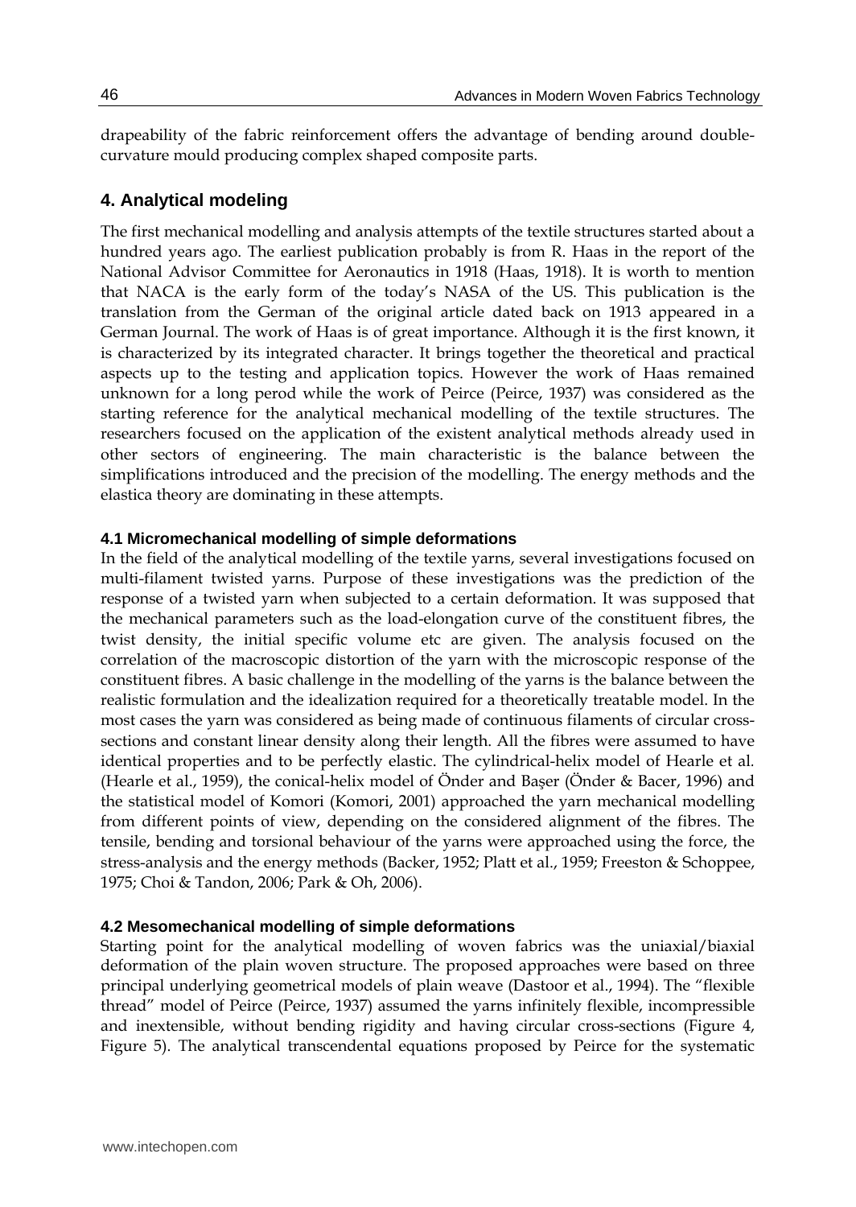drapeability of the fabric reinforcement offers the advantage of bending around double-curvature mould producing complex shaped composite parts.

## 4. Analytical modeling

The first mechanical modelling and analysis attempts of the textile structures started about a hundred years ago. The earliest publication probably is from R. Haas in the report of the National Advisor Committee for Aeronautics in 1918 (Haas, 1918). It is worth to mention that NACA is the early form of the today's NASA of the US. This publication is the translation from the German of the original article dated back on 1913 appeared in a German Journal. The work of Haas is of great importance. Although it is the first known, it is characterized by its integrated character. It brings together the theoretical and practical aspects up to the testing and application topics. However the work of Haas remained unknown for a long perod while the work of Peirce (Peirce, 1937) was considered as the starting reference for the analytical mechanical modelling of the textile structures. The researchers focused on the application of the existent analytical methods already used in other sectors of engineering. The main characteristic is the balance between the simplifications introduced and the precision of the modelling. The energy methods and the elastica theory are dominating in these attempts.

### 4.1 Micromechanical modelling of simple deformations

In the field of the analytical modelling of the textile yarns, several investigations focused on multi-filament twisted yarns. Purpose of these investigations was the prediction of the response of a twisted yarn when subjected to a certain deformation. It was supposed that the mechanical parameters such as the load-elongation curve of the constituent fibres, the twist density, the initial specific volume etc are given. The analysis focused on the correlation of the macroscopic distortion of the yarn with the microscopic response of the constituent fibres. A basic challenge in the modelling of the yarns is the balance between the realistic formulation and the idealization required for a theoretically treatable model. In the most cases the yarn was considered as being made of continuous filaments of circular cross-sections and constant linear density along their length. All the fibres were assumed to have identical properties and to be perfectly elastic. The cylindrical-helix model of Hearle et al. (Hearle et al., 1959), the conical-helix model of Önder and Başer (Önder & Bacer, 1996) and the statistical model of Komori (Komori, 2001) approached the yarn mechanical modelling from different points of view, depending on the considered alignment of the fibres. The tensile, bending and torsional behaviour of the yarns were approached using the force, the stress-analysis and the energy methods (Backer, 1952; Platt et al., 1959; Freeston & Schoppee, 1975; Choi & Tandon, 2006; Park & Oh, 2006).

### 4.2 Mesomechanical modelling of simple deformations

Starting point for the analytical modelling of woven fabrics was the uniaxial/biaxial deformation of the plain woven structure. The proposed approaches were based on three principal underlying geometrical models of plain weave (Dastoor et al., 1994). The "flexible thread" model of Peirce (Peirce, 1937) assumed the yarns infinitely flexible, incompressible and inextensible, without bending rigidity and having circular cross-sections (Figure 4, Figure 5). The analytical transcendental equations proposed by Peirce for the systematic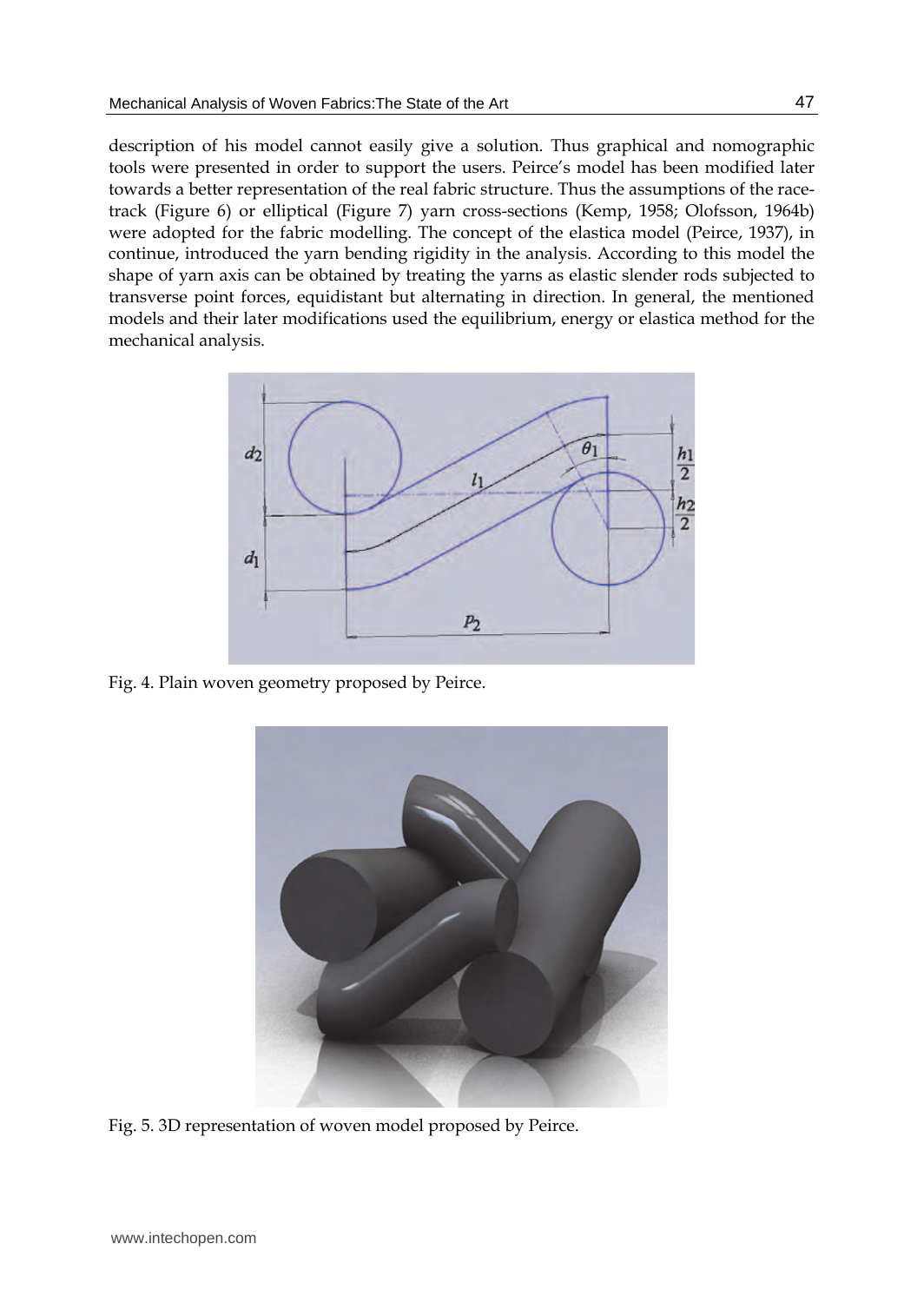description of his model cannot easily give a solution. Thus graphical and nomographic tools were presented in order to support the users. Peirce's model has been modified later towards a better representation of the real fabric structure. Thus the assumptions of the race-track (Figure 6) or elliptical (Figure 7) yarn cross-sections (Kemp, 1958; Olofsson, 1964b) were adopted for the fabric modelling. The concept of the elastica model (Peirce, 1937), in continue, introduced the yarn bending rigidity in the analysis. According to this model the shape of yarn axis can be obtained by treating the yarns as elastic slender rods subjected to transverse point forces, equidistant but alternating in direction. In general, the mentioned models and their later modifications used the equilibrium, energy or elastica method for the mechanical analysis.

Fig. 4. Plain woven geometry proposed by Peirce.

Fig. 5. 3D representation of woven model proposed by Peirce.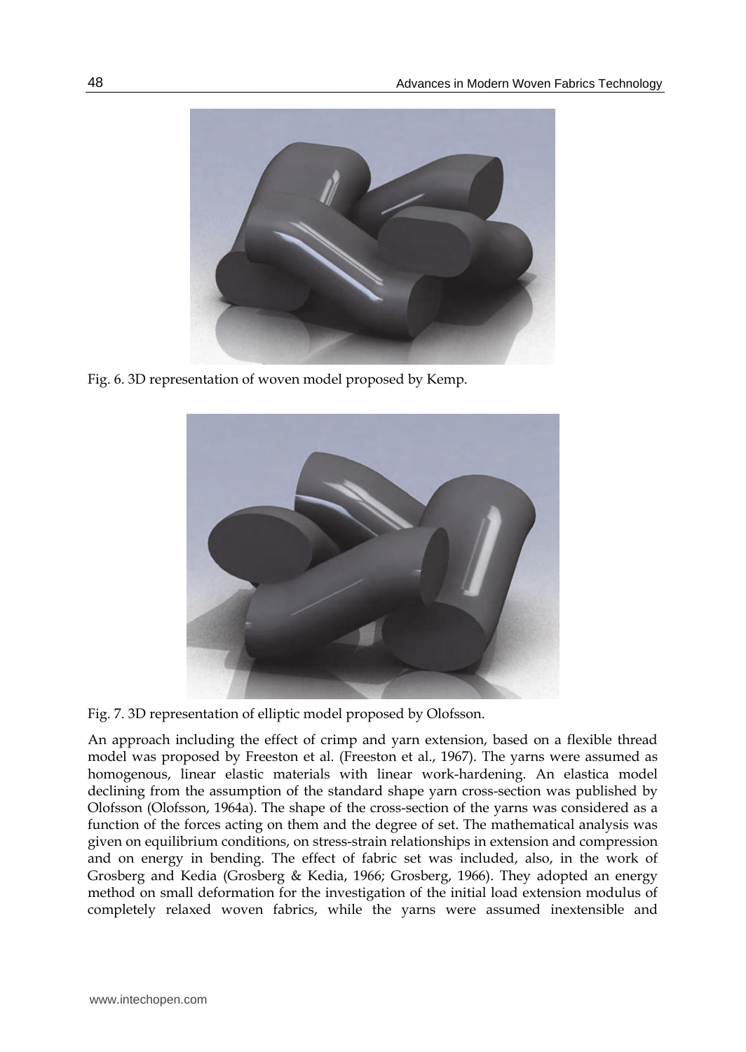Fig. 6. 3D representation of woven model proposed by Kemp.

Fig. 7. 3D representation of elliptic model proposed by Olofsson.

An approach including the effect of crimp and yarn extension, based on a flexible thread model was proposed by Freeston et al. (Freeston et al., 1967). The yarns were assumed as homogenous, linear elastic materials with linear work-hardening. An elastica model declining from the assumption of the standard shape yarn cross-section was published by Olofsson (Olofsson, 1964a). The shape of the cross-section of the yarns was considered as a function of the forces acting on them and the degree of set. The mathematical analysis was given on equilibrium conditions, on stress-strain relationships in extension and compression and on energy in bending. The effect of fabric set was included, also, in the work of Grosberg and Kedia (Grosberg & Kedia, 1966; Grosberg, 1966). They adopted an energy method on small deformation for the investigation of the initial load extension modulus of completely relaxed woven fabrics, while the yarns were assumed inextensible and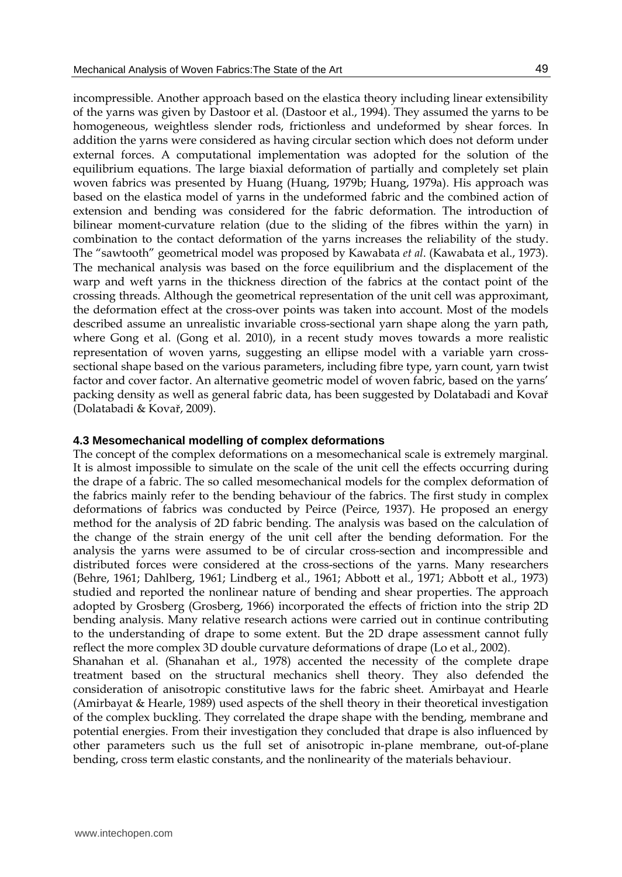incompressible. Another approach based on the elastica theory including linear extensibility of the yarns was given by Dastoor et al. (Dastoor et al., 1994). They assumed the yarns to be homogeneous, weightless slender rods, frictionless and undeformed by shear forces. In addition the yarns were considered as having circular section which does not deform under external forces. A computational implementation was adopted for the solution of the equilibrium equations. The large biaxial deformation of partially and completely set plain woven fabrics was presented by Huang (Huang, 1979b; Huang, 1979a). His approach was based on the elastica model of yarns in the undeformed fabric and the combined action of extension and bending was considered for the fabric deformation. The introduction of bilinear moment-curvature relation (due to the sliding of the fibres within the yarn) in combination to the contact deformation of the yarns increases the reliability of the study. The "sawtooth" geometrical model was proposed by Kawabata *et al*. (Kawabata et al., 1973). The mechanical analysis was based on the force equilibrium and the displacement of the warp and weft yarns in the thickness direction of the fabrics at the contact point of the crossing threads. Although the geometrical representation of the unit cell was approximant, the deformation effect at the cross-over points was taken into account. Most of the models described assume an unrealistic invariable cross-sectional yarn shape along the yarn path, where Gong et al. (Gong et al. 2010), in a recent study moves towards a more realistic representation of woven yarns, suggesting an ellipse model with a variable yarn cross-sectional shape based on the various parameters, including fibre type, yarn count, yarn twist factor and cover factor. An alternative geometric model of woven fabric, based on the yarns' packing density as well as general fabric data, has been suggested by Dolatabadi and Kovař (Dolatabadi & Kovař, 2009).

### 4.3 Mesomechanical modelling of complex deformations

The concept of the complex deformations on a mesomechanical scale is extremely marginal. It is almost impossible to simulate on the scale of the unit cell the effects occurring during the drape of a fabric. The so called mesomechanical models for the complex deformation of the fabrics mainly refer to the bending behaviour of the fabrics. The first study in complex deformations of fabrics was conducted by Peirce (Peirce, 1937). He proposed an energy method for the analysis of 2D fabric bending. The analysis was based on the calculation of the change of the strain energy of the unit cell after the bending deformation. For the analysis the yarns were assumed to be of circular cross-section and incompressible and distributed forces were considered at the cross-sections of the yarns. Many researchers (Behre, 1961; Dahlberg, 1961; Lindberg et al., 1961; Abbott et al., 1971; Abbott et al., 1973) studied and reported the nonlinear nature of bending and shear properties. The approach adopted by Grosberg (Grosberg, 1966) incorporated the effects of friction into the strip 2D bending analysis. Many relative research actions were carried out in continue contributing to the understanding of drape to some extent. But the 2D drape assessment cannot fully reflect the more complex 3D double curvature deformations of drape (Lo et al., 2002).

Shanahan et al. (Shanahan et al., 1978) accented the necessity of the complete drape treatment based on the structural mechanics shell theory. They also defended the consideration of anisotropic constitutive laws for the fabric sheet. Amirbayat and Hearle (Amirbayat & Hearle, 1989) used aspects of the shell theory in their theoretical investigation of the complex buckling. They correlated the drape shape with the bending, membrane and potential energies. From their investigation they concluded that drape is also influenced by other parameters such us the full set of anisotropic in-plane membrane, out-of-plane bending, cross term elastic constants, and the nonlinearity of the materials behaviour.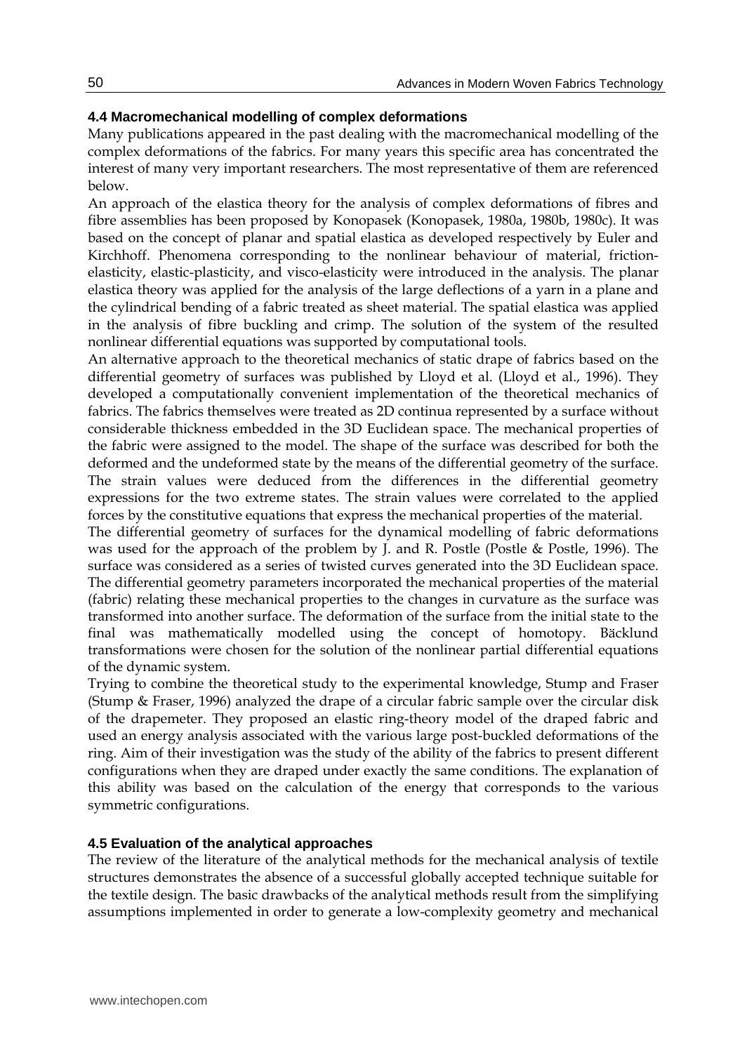### 4.4 Macromechanical modelling of complex deformations

Many publications appeared in the past dealing with the macromechanical modelling of the complex deformations of the fabrics. For many years this specific area has concentrated the interest of many very important researchers. The most representative of them are referenced below.

An approach of the elastica theory for the analysis of complex deformations of fibres and fibre assemblies has been proposed by Konopasek (Konopasek, 1980a, 1980b, 1980c). It was based on the concept of planar and spatial elastica as developed respectively by Euler and Kirchhoff. Phenomena corresponding to the nonlinear behaviour of material, friction-elasticity, elastic-plasticity, and visco-elasticity were introduced in the analysis. The planar elastica theory was applied for the analysis of the large deflections of a yarn in a plane and the cylindrical bending of a fabric treated as sheet material. The spatial elastica was applied in the analysis of fibre buckling and crimp. The solution of the system of the resulted nonlinear differential equations was supported by computational tools.

An alternative approach to the theoretical mechanics of static drape of fabrics based on the differential geometry of surfaces was published by Lloyd et al. (Lloyd et al., 1996). They developed a computationally convenient implementation of the theoretical mechanics of fabrics. The fabrics themselves were treated as 2D continua represented by a surface without considerable thickness embedded in the 3D Euclidean space. The mechanical properties of the fabric were assigned to the model. The shape of the surface was described for both the deformed and the undeformed state by the means of the differential geometry of the surface. The strain values were deduced from the differences in the differential geometry expressions for the two extreme states. The strain values were correlated to the applied forces by the constitutive equations that express the mechanical properties of the material.

The differential geometry of surfaces for the dynamical modelling of fabric deformations was used for the approach of the problem by J. and R. Postle (Postle & Postle, 1996). The surface was considered as a series of twisted curves generated into the 3D Euclidean space. The differential geometry parameters incorporated the mechanical properties of the material (fabric) relating these mechanical properties to the changes in curvature as the surface was transformed into another surface. The deformation of the surface from the initial state to the final was mathematically modelled using the concept of homotopy. Bäcklund transformations were chosen for the solution of the nonlinear partial differential equations of the dynamic system.

Trying to combine the theoretical study to the experimental knowledge, Stump and Fraser (Stump & Fraser, 1996) analyzed the drape of a circular fabric sample over the circular disk of the drapemeter. They proposed an elastic ring-theory model of the draped fabric and used an energy analysis associated with the various large post-buckled deformations of the ring. Aim of their investigation was the study of the ability of the fabrics to present different configurations when they are draped under exactly the same conditions. The explanation of this ability was based on the calculation of the energy that corresponds to the various symmetric configurations.

### 4.5 Evaluation of the analytical approaches

The review of the literature of the analytical methods for the mechanical analysis of textile structures demonstrates the absence of a successful globally accepted technique suitable for the textile design. The basic drawbacks of the analytical methods result from the simplifying assumptions implemented in order to generate a low-complexity geometry and mechanical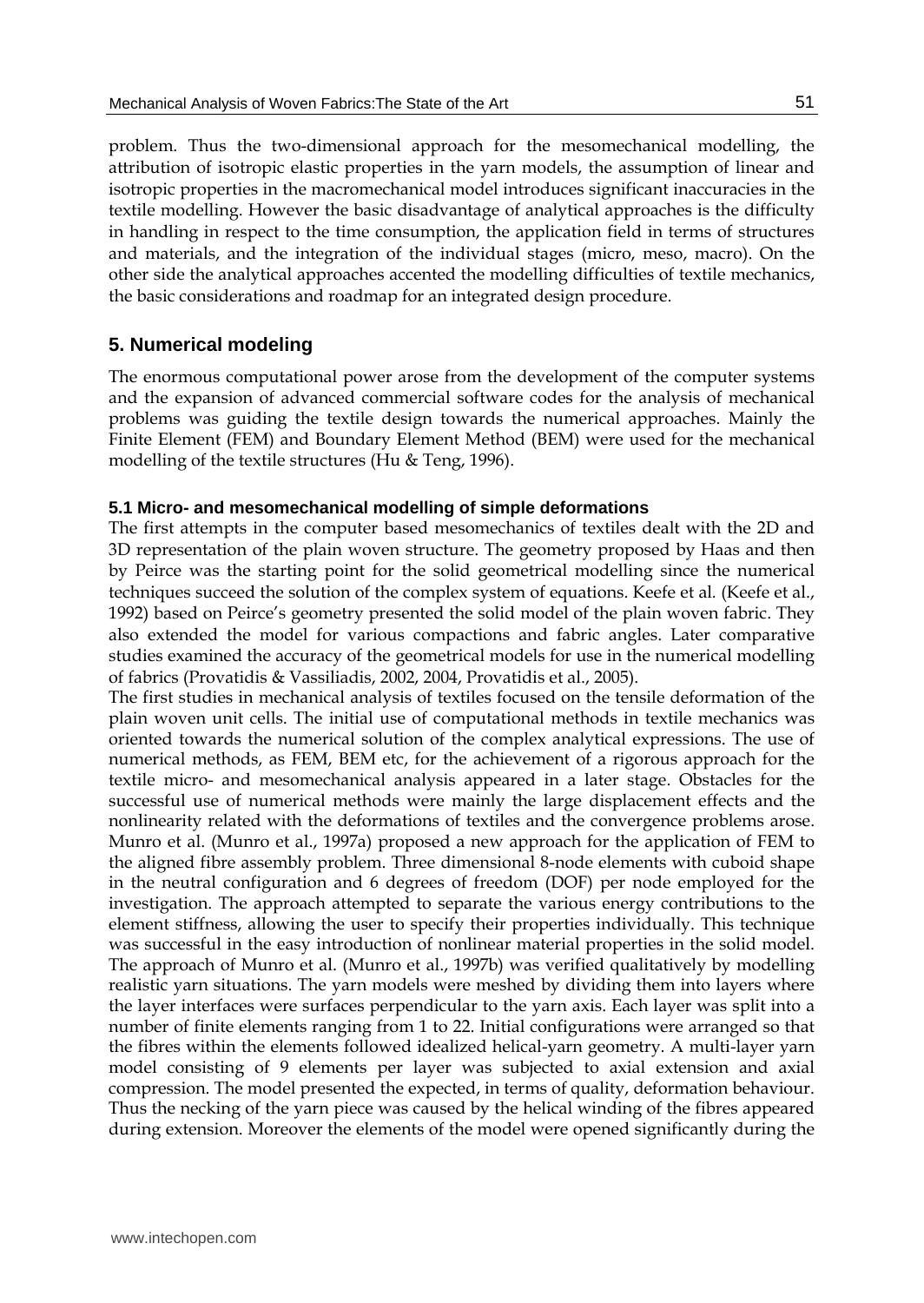problem. Thus the two-dimensional approach for the mesomechanical modelling, the attribution of isotropic elastic properties in the yarn models, the assumption of linear and isotropic properties in the macromechanical model introduces significant inaccuracies in the textile modelling. However the basic disadvantage of analytical approaches is the difficulty in handling in respect to the time consumption, the application field in terms of structures and materials, and the integration of the individual stages (micro, meso, macro). On the other side the analytical approaches accented the modelling difficulties of textile mechanics, the basic considerations and roadmap for an integrated design procedure.

## 5. Numerical modeling

The enormous computational power arose from the development of the computer systems and the expansion of advanced commercial software codes for the analysis of mechanical problems was guiding the textile design towards the numerical approaches. Mainly the Finite Element (FEM) and Boundary Element Method (BEM) were used for the mechanical modelling of the textile structures (Hu & Teng, 1996).

### 5.1 Micro- and mesomechanical modelling of simple deformations

The first attempts in the computer based mesomechanics of textiles dealt with the 2D and 3D representation of the plain woven structure. The geometry proposed by Haas and then by Peirce was the starting point for the solid geometrical modelling since the numerical techniques succeed the solution of the complex system of equations. Keefe et al*.* (Keefe et al., 1992) based on Peirce's geometry presented the solid model of the plain woven fabric. They also extended the model for various compactions and fabric angles. Later comparative studies examined the accuracy of the geometrical models for use in the numerical modelling of fabrics (Provatidis & Vassiliadis, 2002, 2004, Provatidis et al., 2005).

The first studies in mechanical analysis of textiles focused on the tensile deformation of the plain woven unit cells. The initial use of computational methods in textile mechanics was oriented towards the numerical solution of the complex analytical expressions. The use of numerical methods, as FEM, BEM etc, for the achievement of a rigorous approach for the textile micro- and mesomechanical analysis appeared in a later stage. Obstacles for the successful use of numerical methods were mainly the large displacement effects and the nonlinearity related with the deformations of textiles and the convergence problems arose. Munro et al. (Munro et al., 1997a) proposed a new approach for the application of FEM to the aligned fibre assembly problem. Three dimensional 8-node elements with cuboid shape in the neutral configuration and 6 degrees of freedom (DOF) per node employed for the investigation. The approach attempted to separate the various energy contributions to the element stiffness, allowing the user to specify their properties individually. This technique was successful in the easy introduction of nonlinear material properties in the solid model. The approach of Munro et al. (Munro et al., 1997b) was verified qualitatively by modelling realistic yarn situations. The yarn models were meshed by dividing them into layers where the layer interfaces were surfaces perpendicular to the yarn axis. Each layer was split into a number of finite elements ranging from 1 to 22. Initial configurations were arranged so that the fibres within the elements followed idealized helical-yarn geometry. A multi-layer yarn model consisting of 9 elements per layer was subjected to axial extension and axial compression. The model presented the expected, in terms of quality, deformation behaviour. Thus the necking of the yarn piece was caused by the helical winding of the fibres appeared during extension. Moreover the elements of the model were opened significantly during the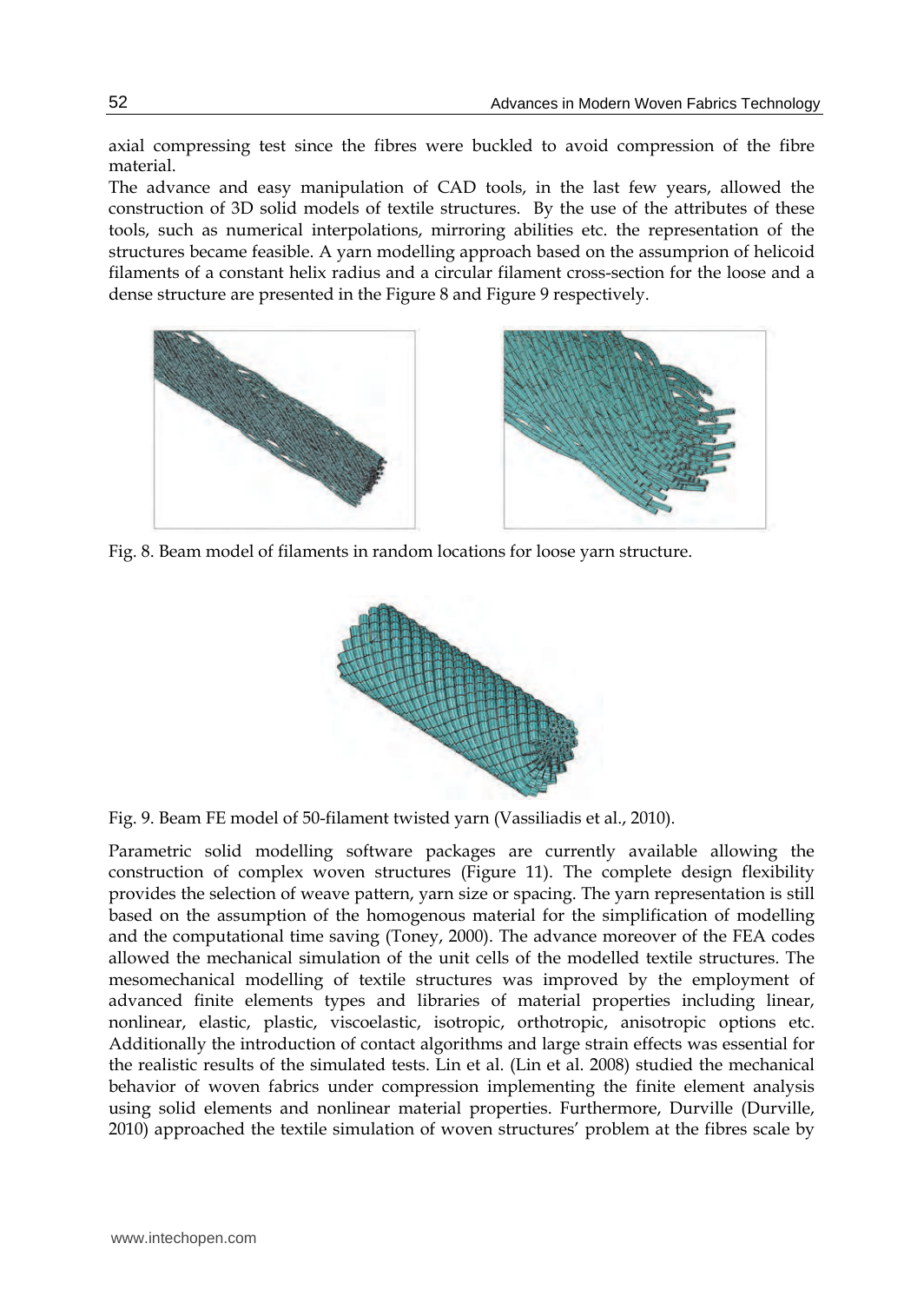axial compressing test since the fibres were buckled to avoid compression of the fibre material.

The advance and easy manipulation of CAD tools, in the last few years, allowed the construction of 3D solid models of textile structures. By the use of the attributes of these tools, such as numerical interpolations, mirroring abilities etc. the representation of the structures became feasible. A yarn modelling approach based on the assumprion of helicoid filaments of a constant helix radius and a circular filament cross-section for the loose and a dense structure are presented in the Figure 8 and Figure 9 respectively.

Fig. 8. Beam model of filaments in random locations for loose yarn structure.

Fig. 9. Beam FE model of 50-filament twisted yarn (Vassiliadis et al., 2010).

Parametric solid modelling software packages are currently available allowing the construction of complex woven structures (Figure 11). The complete design flexibility provides the selection of weave pattern, yarn size or spacing. The yarn representation is still based on the assumption of the homogenous material for the simplification of modelling and the computational time saving (Toney, 2000). The advance moreover of the FEA codes allowed the mechanical simulation of the unit cells of the modelled textile structures. The mesomechanical modelling of textile structures was improved by the employment of advanced finite elements types and libraries of material properties including linear, nonlinear, elastic, plastic, viscoelastic, isotropic, orthotropic, anisotropic options etc. Additionally the introduction of contact algorithms and large strain effects was essential for the realistic results of the simulated tests. Lin et al. (Lin et al. 2008) studied the mechanical behavior of woven fabrics under compression implementing the finite element analysis using solid elements and nonlinear material properties. Furthermore, Durville (Durville, 2010) approached the textile simulation of woven structures' problem at the fibres scale by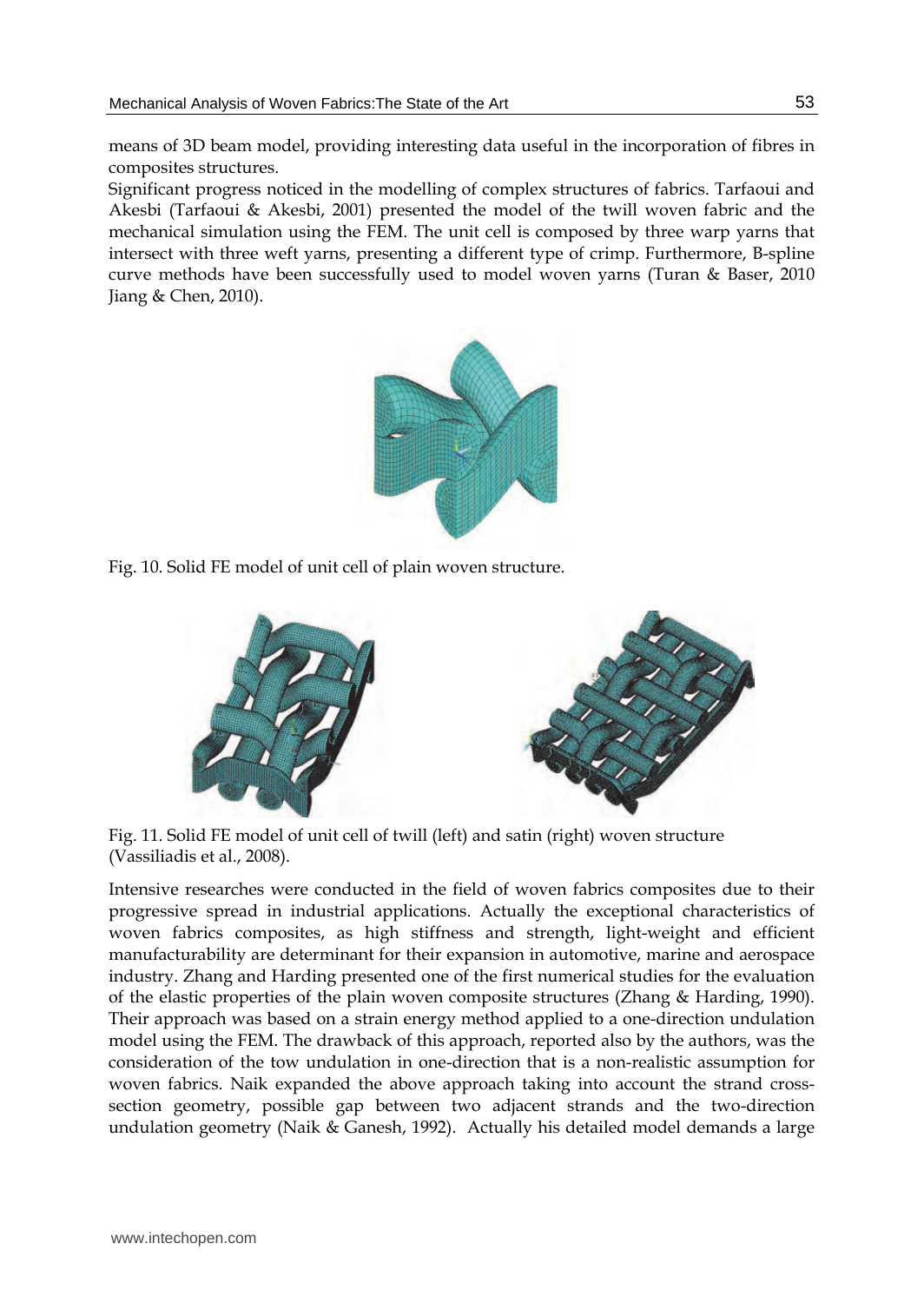means of 3D beam model, providing interesting data useful in the incorporation of fibres in composites structures.

Significant progress noticed in the modelling of complex structures of fabrics. Tarfaoui and Akesbi (Tarfaoui & Akesbi, 2001) presented the model of the twill woven fabric and the mechanical simulation using the FEM. The unit cell is composed by three warp yarns that intersect with three weft yarns, presenting a different type of crimp. Furthermore, B-spline curve methods have been successfully used to model woven yarns (Turan & Baser, 2010 Jiang & Chen, 2010).

Fig. 10. Solid FE model of unit cell of plain woven structure.

Fig. 11. Solid FE model of unit cell of twill (left) and satin (right) woven structure (Vassiliadis et al., 2008).

Intensive researches were conducted in the field of woven fabrics composites due to their progressive spread in industrial applications. Actually the exceptional characteristics of woven fabrics composites, as high stiffness and strength, light-weight and efficient manufacturability are determinant for their expansion in automotive, marine and aerospace industry. Zhang and Harding presented one of the first numerical studies for the evaluation of the elastic properties of the plain woven composite structures (Zhang & Harding, 1990). Their approach was based on a strain energy method applied to a one-direction undulation model using the FEM. The drawback of this approach, reported also by the authors, was the consideration of the tow undulation in one-direction that is a non-realistic assumption for woven fabrics. Naik expanded the above approach taking into account the strand cross-section geometry, possible gap between two adjacent strands and the two-direction undulation geometry (Naik & Ganesh, 1992). Actually his detailed model demands a large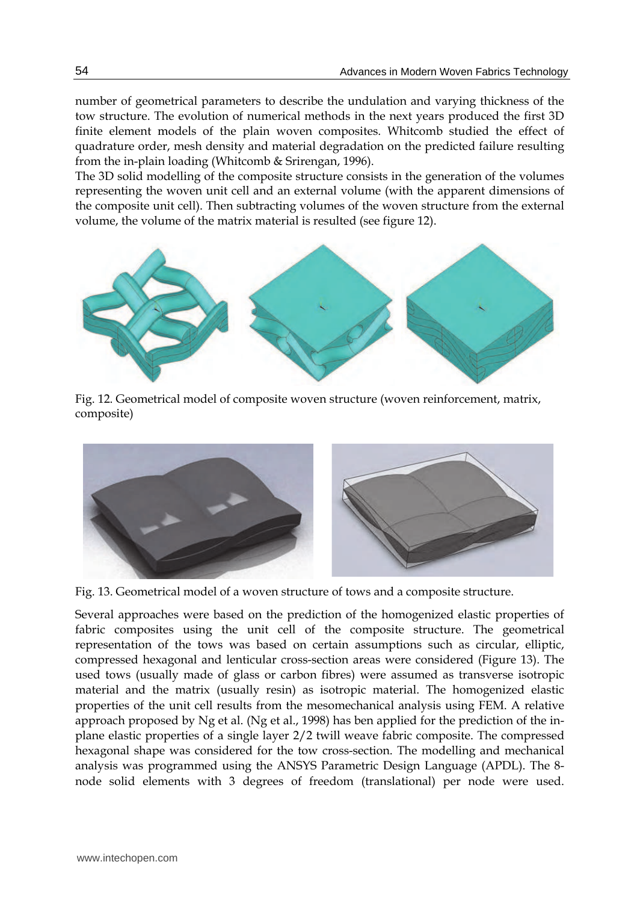number of geometrical parameters to describe the undulation and varying thickness of the tow structure. The evolution of numerical methods in the next years produced the first 3D finite element models of the plain woven composites. Whitcomb studied the effect of quadrature order, mesh density and material degradation on the predicted failure resulting from the in-plain loading (Whitcomb & Srirengan, 1996).

The 3D solid modelling of the composite structure consists in the generation of the volumes representing the woven unit cell and an external volume (with the apparent dimensions of the composite unit cell). Then subtracting volumes of the woven structure from the external volume, the volume of the matrix material is resulted (see figure 12).

Fig. 12. Geometrical model of composite woven structure (woven reinforcement, matrix, composite)

Fig. 13. Geometrical model of a woven structure of tows and a composite structure.

Several approaches were based on the prediction of the homogenized elastic properties of fabric composites using the unit cell of the composite structure. The geometrical representation of the tows was based on certain assumptions such as circular, elliptic, compressed hexagonal and lenticular cross-section areas were considered (Figure 13). The used tows (usually made of glass or carbon fibres) were assumed as transverse isotropic material and the matrix (usually resin) as isotropic material. The homogenized elastic properties of the unit cell results from the mesomechanical analysis using FEM. A relative approach proposed by Ng et al. (Ng et al., 1998) has ben applied for the prediction of the in-plane elastic properties of a single layer 2/2 twill weave fabric composite. The compressed hexagonal shape was considered for the tow cross-section. The modelling and mechanical analysis was programmed using the ANSYS Parametric Design Language (APDL). The 8-node solid elements with 3 degrees of freedom (translational) per node were used.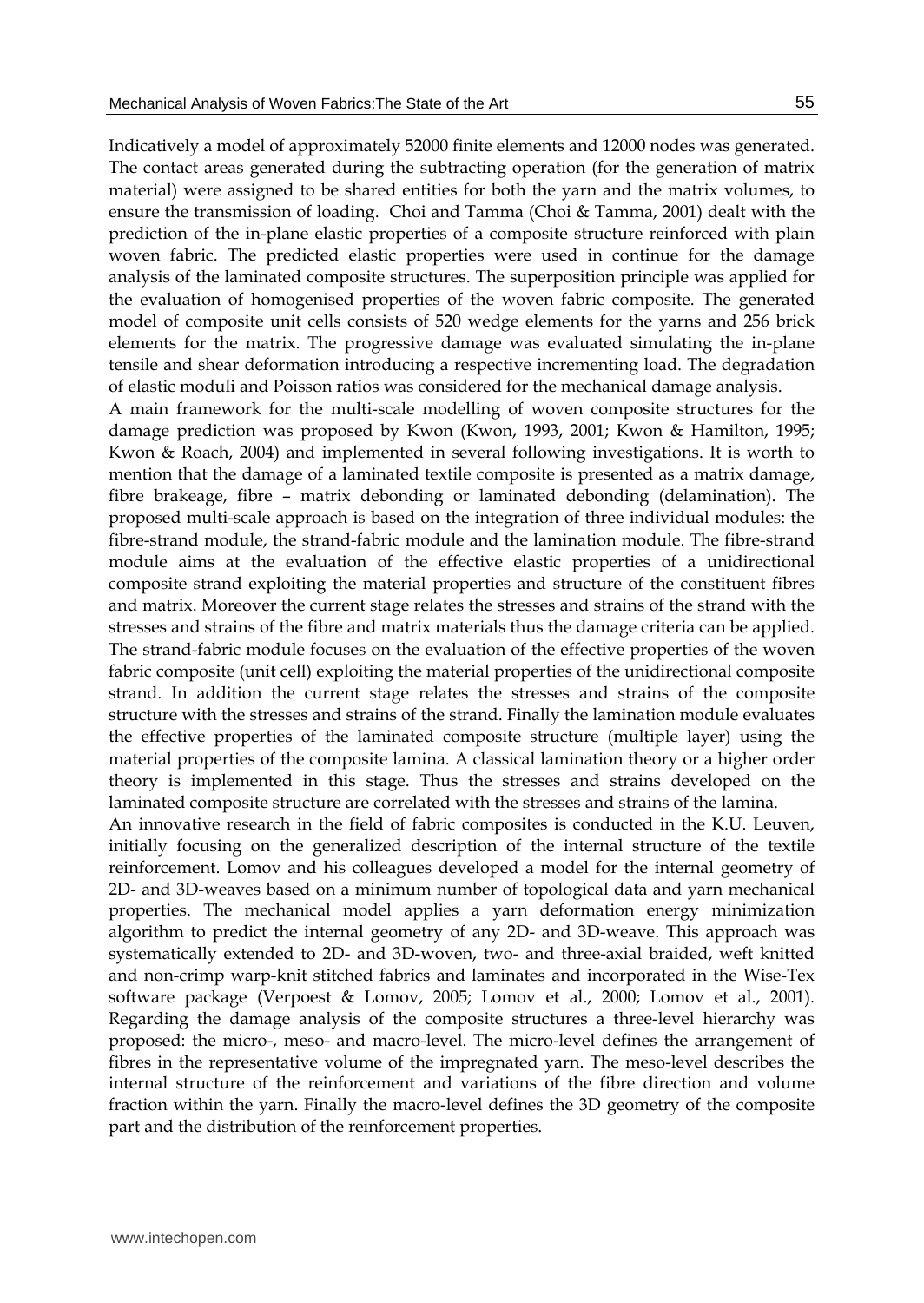Indicatively a model of approximately 52000 finite elements and 12000 nodes was generated. The contact areas generated during the subtracting operation (for the generation of matrix material) were assigned to be shared entities for both the yarn and the matrix volumes, to ensure the transmission of loading. Choi and Tamma (Choi & Tamma, 2001) dealt with the prediction of the in-plane elastic properties of a composite structure reinforced with plain woven fabric. The predicted elastic properties were used in continue for the damage analysis of the laminated composite structures. The superposition principle was applied for the evaluation of homogenised properties of the woven fabric composite. The generated model of composite unit cells consists of 520 wedge elements for the yarns and 256 brick elements for the matrix. The progressive damage was evaluated simulating the in-plane tensile and shear deformation introducing a respective incrementing load. The degradation of elastic moduli and Poisson ratios was considered for the mechanical damage analysis.

A main framework for the multi-scale modelling of woven composite structures for the damage prediction was proposed by Kwon (Kwon, 1993, 2001; Kwon & Hamilton, 1995; Kwon & Roach, 2004) and implemented in several following investigations. It is worth to mention that the damage of a laminated textile composite is presented as a matrix damage, fibre brakeage, fibre – matrix debonding or laminated debonding (delamination). The proposed multi-scale approach is based on the integration of three individual modules: the fibre-strand module, the strand-fabric module and the lamination module. The fibre-strand module aims at the evaluation of the effective elastic properties of a unidirectional composite strand exploiting the material properties and structure of the constituent fibres and matrix. Moreover the current stage relates the stresses and strains of the strand with the stresses and strains of the fibre and matrix materials thus the damage criteria can be applied. The strand-fabric module focuses on the evaluation of the effective properties of the woven fabric composite (unit cell) exploiting the material properties of the unidirectional composite strand. In addition the current stage relates the stresses and strains of the composite structure with the stresses and strains of the strand. Finally the lamination module evaluates the effective properties of the laminated composite structure (multiple layer) using the material properties of the composite lamina. A classical lamination theory or a higher order theory is implemented in this stage. Thus the stresses and strains developed on the laminated composite structure are correlated with the stresses and strains of the lamina.

An innovative research in the field of fabric composites is conducted in the K.U. Leuven, initially focusing on the generalized description of the internal structure of the textile reinforcement. Lomov and his colleagues developed a model for the internal geometry of 2D- and 3D-weaves based on a minimum number of topological data and yarn mechanical properties. The mechanical model applies a yarn deformation energy minimization algorithm to predict the internal geometry of any 2D- and 3D-weave. This approach was systematically extended to 2D- and 3D-woven, two- and three-axial braided, weft knitted and non-crimp warp-knit stitched fabrics and laminates and incorporated in the Wise-Tex software package (Verpoest & Lomov, 2005; Lomov et al., 2000; Lomov et al., 2001). Regarding the damage analysis of the composite structures a three-level hierarchy was proposed: the micro-, meso- and macro-level. The micro-level defines the arrangement of fibres in the representative volume of the impregnated yarn. The meso-level describes the internal structure of the reinforcement and variations of the fibre direction and volume fraction within the yarn. Finally the macro-level defines the 3D geometry of the composite part and the distribution of the reinforcement properties.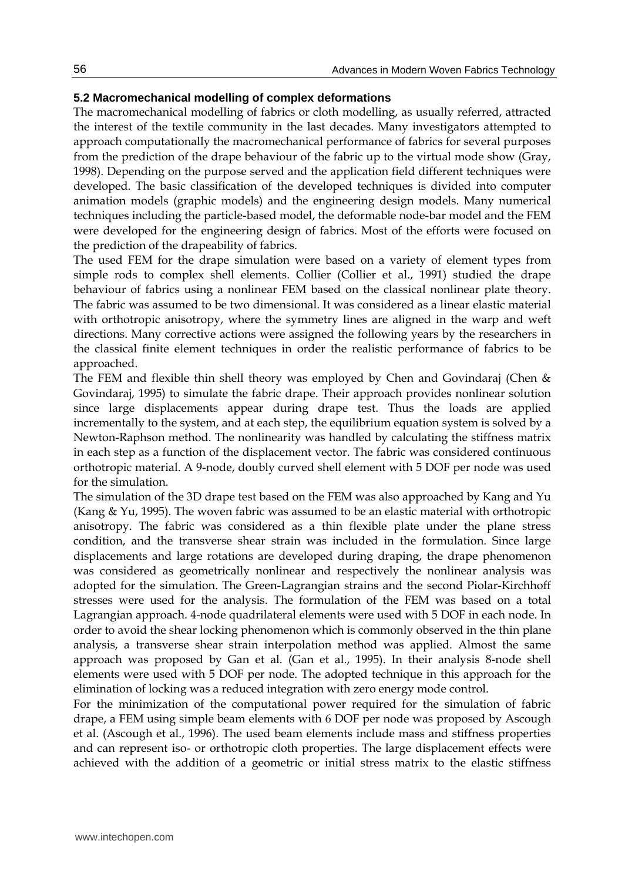### 5.2 Macromechanical modelling of complex deformations

The macromechanical modelling of fabrics or cloth modelling, as usually referred, attracted the interest of the textile community in the last decades. Many investigators attempted to approach computationally the macromechanical performance of fabrics for several purposes from the prediction of the drape behaviour of the fabric up to the virtual mode show (Gray, 1998). Depending on the purpose served and the application field different techniques were developed. The basic classification of the developed techniques is divided into computer animation models (graphic models) and the engineering design models. Many numerical techniques including the particle-based model, the deformable node-bar model and the FEM were developed for the engineering design of fabrics. Most of the efforts were focused on the prediction of the drapeability of fabrics.

The used FEM for the drape simulation were based on a variety of element types from simple rods to complex shell elements. Collier (Collier et al., 1991) studied the drape behaviour of fabrics using a nonlinear FEM based on the classical nonlinear plate theory. The fabric was assumed to be two dimensional. It was considered as a linear elastic material with orthotropic anisotropy, where the symmetry lines are aligned in the warp and weft directions. Many corrective actions were assigned the following years by the researchers in the classical finite element techniques in order the realistic performance of fabrics to be approached.

The FEM and flexible thin shell theory was employed by Chen and Govindaraj (Chen & Govindaraj, 1995) to simulate the fabric drape. Their approach provides nonlinear solution since large displacements appear during drape test. Thus the loads are applied incrementally to the system, and at each step, the equilibrium equation system is solved by a Newton-Raphson method. The nonlinearity was handled by calculating the stiffness matrix in each step as a function of the displacement vector. The fabric was considered continuous orthotropic material. A 9-node, doubly curved shell element with 5 DOF per node was used for the simulation.

The simulation of the 3D drape test based on the FEM was also approached by Kang and Yu (Kang & Yu, 1995). The woven fabric was assumed to be an elastic material with orthotropic anisotropy. The fabric was considered as a thin flexible plate under the plane stress condition, and the transverse shear strain was included in the formulation. Since large displacements and large rotations are developed during draping, the drape phenomenon was considered as geometrically nonlinear and respectively the nonlinear analysis was adopted for the simulation. The Green-Lagrangian strains and the second Piolar-Kirchhoff stresses were used for the analysis. The formulation of the FEM was based on a total Lagrangian approach. 4-node quadrilateral elements were used with 5 DOF in each node. In order to avoid the shear locking phenomenon which is commonly observed in the thin plane analysis, a transverse shear strain interpolation method was applied. Almost the same approach was proposed by Gan et al. (Gan et al., 1995). In their analysis 8-node shell elements were used with 5 DOF per node. The adopted technique in this approach for the elimination of locking was a reduced integration with zero energy mode control.

For the minimization of the computational power required for the simulation of fabric drape, a FEM using simple beam elements with 6 DOF per node was proposed by Ascough et al. (Ascough et al., 1996). The used beam elements include mass and stiffness properties and can represent iso- or orthotropic cloth properties. The large displacement effects were achieved with the addition of a geometric or initial stress matrix to the elastic stiffness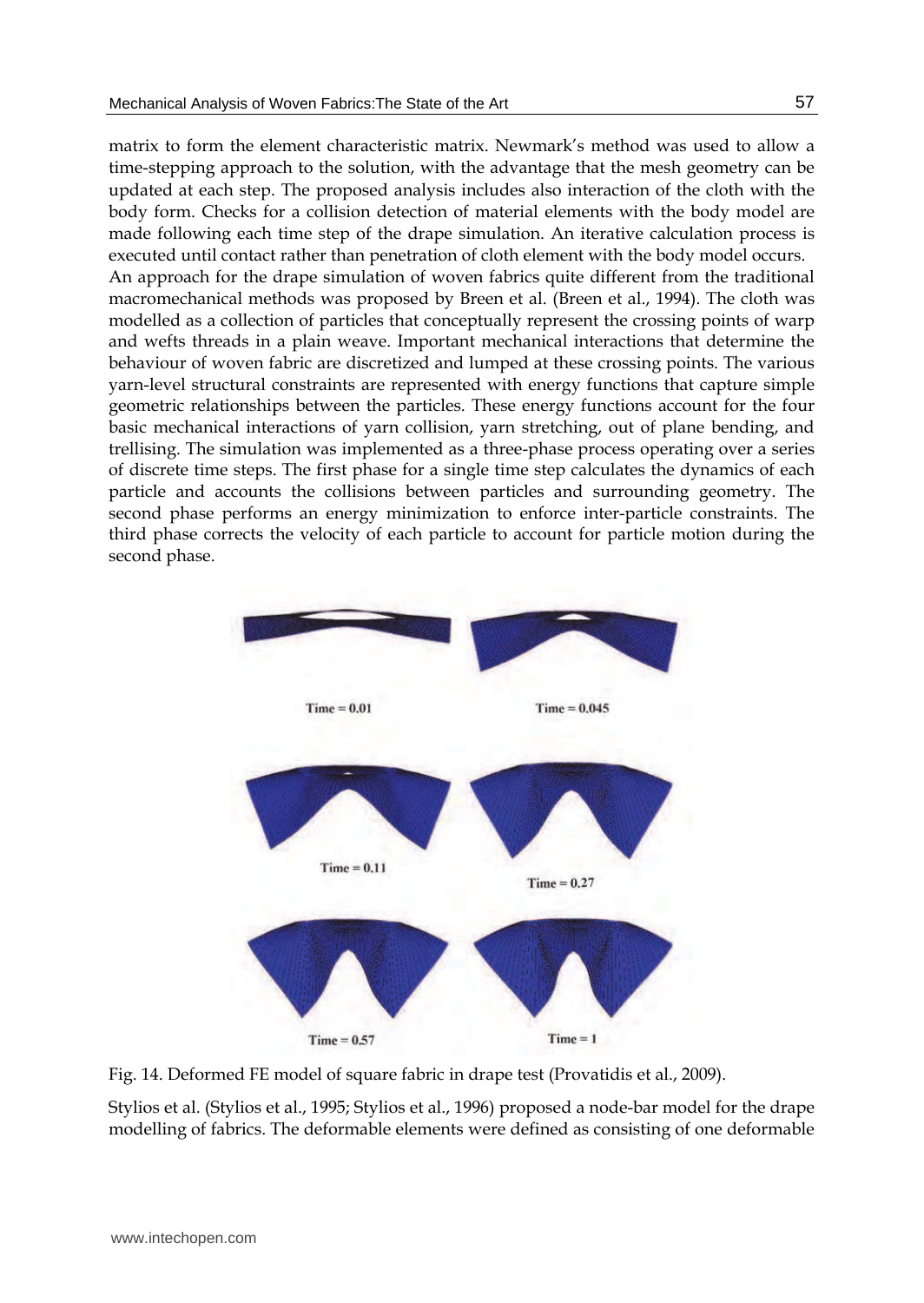matrix to form the element characteristic matrix. Newmark's method was used to allow a time-stepping approach to the solution, with the advantage that the mesh geometry can be updated at each step. The proposed analysis includes also interaction of the cloth with the body form. Checks for a collision detection of material elements with the body model are made following each time step of the drape simulation. An iterative calculation process is executed until contact rather than penetration of cloth element with the body model occurs.

An approach for the drape simulation of woven fabrics quite different from the traditional macromechanical methods was proposed by Breen et al. (Breen et al., 1994). The cloth was modelled as a collection of particles that conceptually represent the crossing points of warp and wefts threads in a plain weave. Important mechanical interactions that determine the behaviour of woven fabric are discretized and lumped at these crossing points. The various yarn-level structural constraints are represented with energy functions that capture simple geometric relationships between the particles. These energy functions account for the four basic mechanical interactions of yarn collision, yarn stretching, out of plane bending, and trellising. The simulation was implemented as a three-phase process operating over a series of discrete time steps. The first phase for a single time step calculates the dynamics of each particle and accounts the collisions between particles and surrounding geometry. The second phase performs an energy minimization to enforce inter-particle constraints. The third phase corrects the velocity of each particle to account for particle motion during the second phase.

Time = 0.01

Time = 0.045

Time = 0.11

Time = 0.27

Time = 0.57

Time = 1

Fig. 14. Deformed FE model of square fabric in drape test (Provatidis et al., 2009).

Stylios et al. (Stylios et al., 1995; Stylios et al., 1996) proposed a node-bar model for the drape modelling of fabrics. The deformable elements were defined as consisting of one deformable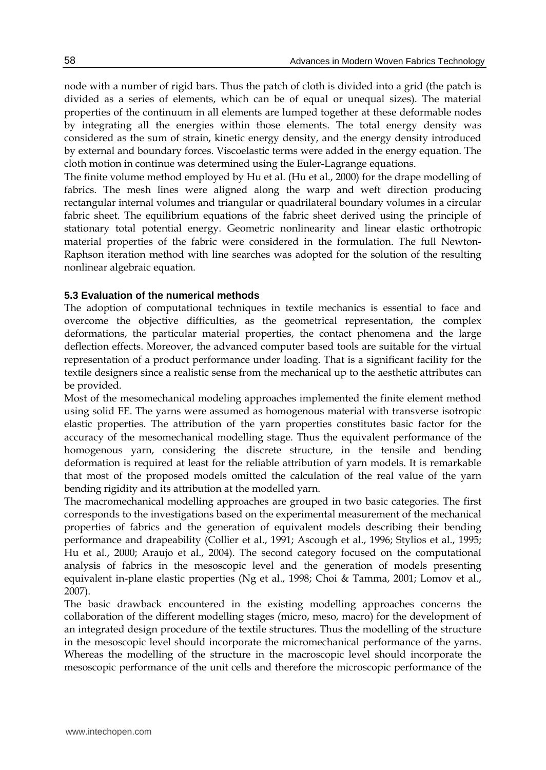node with a number of rigid bars. Thus the patch of cloth is divided into a grid (the patch is divided as a series of elements, which can be of equal or unequal sizes). The material properties of the continuum in all elements are lumped together at these deformable nodes by integrating all the energies within those elements. The total energy density was considered as the sum of strain, kinetic energy density, and the energy density introduced by external and boundary forces. Viscoelastic terms were added in the energy equation. The cloth motion in continue was determined using the Euler-Lagrange equations.

The finite volume method employed by Hu et al. (Hu et al., 2000) for the drape modelling of fabrics. The mesh lines were aligned along the warp and weft direction producing rectangular internal volumes and triangular or quadrilateral boundary volumes in a circular fabric sheet. The equilibrium equations of the fabric sheet derived using the principle of stationary total potential energy. Geometric nonlinearity and linear elastic orthotropic material properties of the fabric were considered in the formulation. The full Newton-Raphson iteration method with line searches was adopted for the solution of the resulting nonlinear algebraic equation.

### 5.3 Evaluation of the numerical methods

The adoption of computational techniques in textile mechanics is essential to face and overcome the objective difficulties, as the geometrical representation, the complex deformations, the particular material properties, the contact phenomena and the large deflection effects. Moreover, the advanced computer based tools are suitable for the virtual representation of a product performance under loading. That is a significant facility for the textile designers since a realistic sense from the mechanical up to the aesthetic attributes can be provided.

Most of the mesomechanical modeling approaches implemented the finite element method using solid FE. The yarns were assumed as homogenous material with transverse isotropic elastic properties. The attribution of the yarn properties constitutes basic factor for the accuracy of the mesomechanical modelling stage. Thus the equivalent performance of the homogenous yarn, considering the discrete structure, in the tensile and bending deformation is required at least for the reliable attribution of yarn models. It is remarkable that most of the proposed models omitted the calculation of the real value of the yarn bending rigidity and its attribution at the modelled yarn.

The macromechanical modelling approaches are grouped in two basic categories. The first corresponds to the investigations based on the experimental measurement of the mechanical properties of fabrics and the generation of equivalent models describing their bending performance and drapeability (Collier et al., 1991; Ascough et al., 1996; Stylios et al., 1995; Hu et al., 2000; Araujo et al., 2004). The second category focused on the computational analysis of fabrics in the mesoscopic level and the generation of models presenting equivalent in-plane elastic properties (Ng et al., 1998; Choi & Tamma, 2001; Lomov et al., 2007).

The basic drawback encountered in the existing modelling approaches concerns the collaboration of the different modelling stages (micro, meso, macro) for the development of an integrated design procedure of the textile structures. Thus the modelling of the structure in the mesoscopic level should incorporate the micromechanical performance of the yarns. Whereas the modelling of the structure in the macroscopic level should incorporate the mesoscopic performance of the unit cells and therefore the microscopic performance of the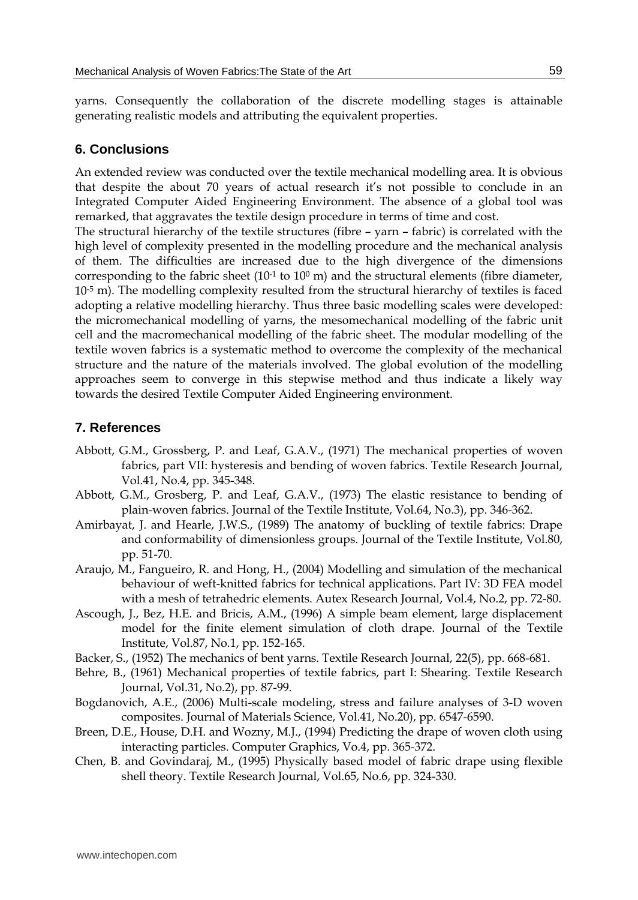yarns. Consequently the collaboration of the discrete modelling stages is attainable generating realistic models and attributing the equivalent properties.

## 6. Conclusions

An extended review was conducted over the textile mechanical modelling area. It is obvious that despite the about 70 years of actual research it's not possible to conclude in an Integrated Computer Aided Engineering Environment. The absence of a global tool was remarked, that aggravates the textile design procedure in terms of time and cost.

The structural hierarchy of the textile structures (fibre – yarn – fabric) is correlated with the high level of complexity presented in the modelling procedure and the mechanical analysis of them. The difficulties are increased due to the high divergence of the dimensions corresponding to the fabric sheet ($10^{-1}$ to $10^{0}$ m) and the structural elements (fibre diameter, $10^{-5}$ m). The modelling complexity resulted from the structural hierarchy of textiles is faced adopting a relative modelling hierarchy. Thus three basic modelling scales were developed: the micromechanical modelling of yarns, the mesomechanical modelling of the fabric unit cell and the macromechanical modelling of the fabric sheet. The modular modelling of the textile woven fabrics is a systematic method to overcome the complexity of the mechanical structure and the nature of the materials involved. The global evolution of the modelling approaches seem to converge in this stepwise method and thus indicate a likely way towards the desired Textile Computer Aided Engineering environment.

## 7. References

Abbott, G.M., Grossberg, P. and Leaf, G.A.V., (1971) The mechanical properties of woven fabrics, part VII: hysteresis and bending of woven fabrics. Textile Research Journal, Vol.41, No.4, pp. 345-348.

Abbott, G.M., Grosberg, P. and Leaf, G.A.V., (1973) The elastic resistance to bending of plain-woven fabrics. Journal of the Textile Institute, Vol.64, No.3), pp. 346-362.

Amirbayat, J. and Hearle, J.W.S., (1989) The anatomy of buckling of textile fabrics: Drape and conformability of dimensionless groups. Journal of the Textile Institute, Vol.80, pp. 51-70.

Araujo, M., Fangueiro, R. and Hong, H., (2004) Modelling and simulation of the mechanical behaviour of weft-knitted fabrics for technical applications. Part IV: 3D FEA model with a mesh of tetrahedric elements. Autex Research Journal, Vol.4, No.2, pp. 72-80.

Ascough, J., Bez, H.E. and Bricis, A.M., (1996) A simple beam element, large displacement model for the finite element simulation of cloth drape. Journal of the Textile Institute, Vol.87, No.1, pp. 152-165.

Backer, S., (1952) The mechanics of bent yarns. Textile Research Journal, 22(5), pp. 668-681.

Behre, B., (1961) Mechanical properties of textile fabrics, part I: Shearing. Textile Research Journal, Vol.31, No.2), pp. 87-99.

Bogdanovich, A.E., (2006) Multi-scale modeling, stress and failure analyses of 3-D woven composites. Journal of Materials Science, Vol.41, No.20), pp. 6547-6590.

Breen, D.E., House, D.H. and Wozny, M.J., (1994) Predicting the drape of woven cloth using interacting particles. Computer Graphics, Vo.4, pp. 365-372.

Chen, B. and Govindaraj, M., (1995) Physically based model of fabric drape using flexible shell theory. Textile Research Journal, Vol.65, No.6, pp. 324-330.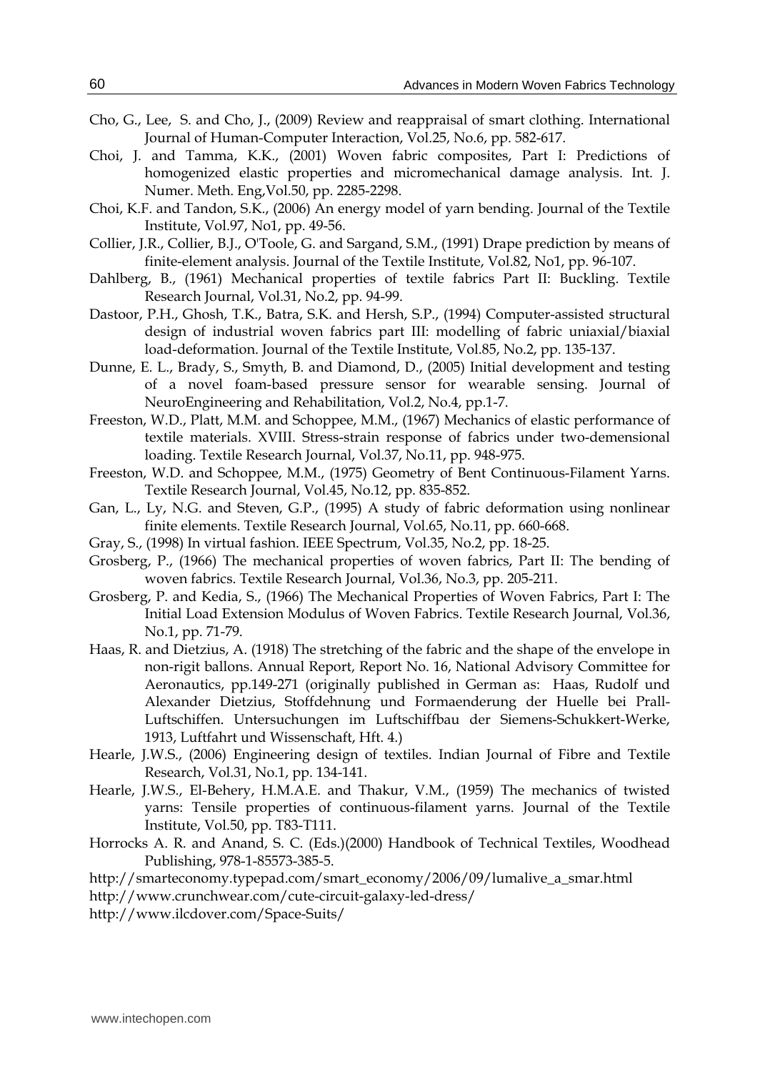Cho, G., Lee, S. and Cho, J., (2009) Review and reappraisal of smart clothing. International Journal of Human-Computer Interaction, Vol.25, No.6, pp. 582-617.

Choi, J. and Tamma, K.K., (2001) Woven fabric composites, Part I: Predictions of homogenized elastic properties and micromechanical damage analysis. Int. J. Numer. Meth. Eng,Vol.50, pp. 2285-2298.

Choi, K.F. and Tandon, S.K., (2006) An energy model of yarn bending. Journal of the Textile Institute, Vol.97, No1, pp. 49-56.

Collier, J.R., Collier, B.J., O'Toole, G. and Sargand, S.M., (1991) Drape prediction by means of finite-element analysis. Journal of the Textile Institute, Vol.82, No1, pp. 96-107.

Dahlberg, B., (1961) Mechanical properties of textile fabrics Part II: Buckling. Textile Research Journal, Vol.31, No.2, pp. 94-99.

Dastoor, P.H., Ghosh, T.K., Batra, S.K. and Hersh, S.P., (1994) Computer-assisted structural design of industrial woven fabrics part III: modelling of fabric uniaxial/biaxial load-deformation. Journal of the Textile Institute, Vol.85, No.2, pp. 135-137.

Dunne, E. L., Brady, S., Smyth, B. and Diamond, D., (2005) Initial development and testing of a novel foam-based pressure sensor for wearable sensing. Journal of NeuroEngineering and Rehabilitation, Vol.2, No.4, pp.1-7.

Freeston, W.D., Platt, M.M. and Schoppee, M.M., (1967) Mechanics of elastic performance of textile materials. XVIII. Stress-strain response of fabrics under two-demensional loading. Textile Research Journal, Vol.37, No.11, pp. 948-975.

Freeston, W.D. and Schoppee, M.M., (1975) Geometry of Bent Continuous-Filament Yarns. Textile Research Journal, Vol.45, No.12, pp. 835-852.

Gan, L., Ly, N.G. and Steven, G.P., (1995) A study of fabric deformation using nonlinear finite elements. Textile Research Journal, Vol.65, No.11, pp. 660-668.

Gray, S., (1998) In virtual fashion. IEEE Spectrum, Vol.35, No.2, pp. 18-25.

Grosberg, P., (1966) The mechanical properties of woven fabrics, Part II: The bending of woven fabrics. Textile Research Journal, Vol.36, No.3, pp. 205-211.

Grosberg, P. and Kedia, S., (1966) The Mechanical Properties of Woven Fabrics, Part I: The Initial Load Extension Modulus of Woven Fabrics. Textile Research Journal, Vol.36, No.1, pp. 71-79.

Haas, R. and Dietzius, A. (1918) The stretching of the fabric and the shape of the envelope in non-rigit ballons. Annual Report, Report No. 16, National Advisory Committee for Aeronautics, pp.149-271 (originally published in German as: Haas, Rudolf und Alexander Dietzius, Stoffdehnung und Formaenderung der Huelle bei Prall-Luftschiffen. Untersuchungen im Luftschiffbau der Siemens-Schukkert-Werke, 1913, Luftfahrt und Wissenschaft, Hft. 4.)

Hearle, J.W.S., (2006) Engineering design of textiles. Indian Journal of Fibre and Textile Research, Vol.31, No.1, pp. 134-141.

Hearle, J.W.S., El-Behery, H.M.A.E. and Thakur, V.M., (1959) The mechanics of twisted yarns: Tensile properties of continuous-filament yarns. Journal of the Textile Institute, Vol.50, pp. T83-T111.

Horrocks A. R. and Anand, S. C. (Eds.)(2000) Handbook of Technical Textiles, Woodhead Publishing, 978-1-85573-385-5.

http://smarteconomy.typepad.com/smart_economy/2006/09/lumalive_a_smar.html

http://www.crunchwear.com/cute-circuit-galaxy-led-dress/

http://www.ilcdover.com/Space-Suits/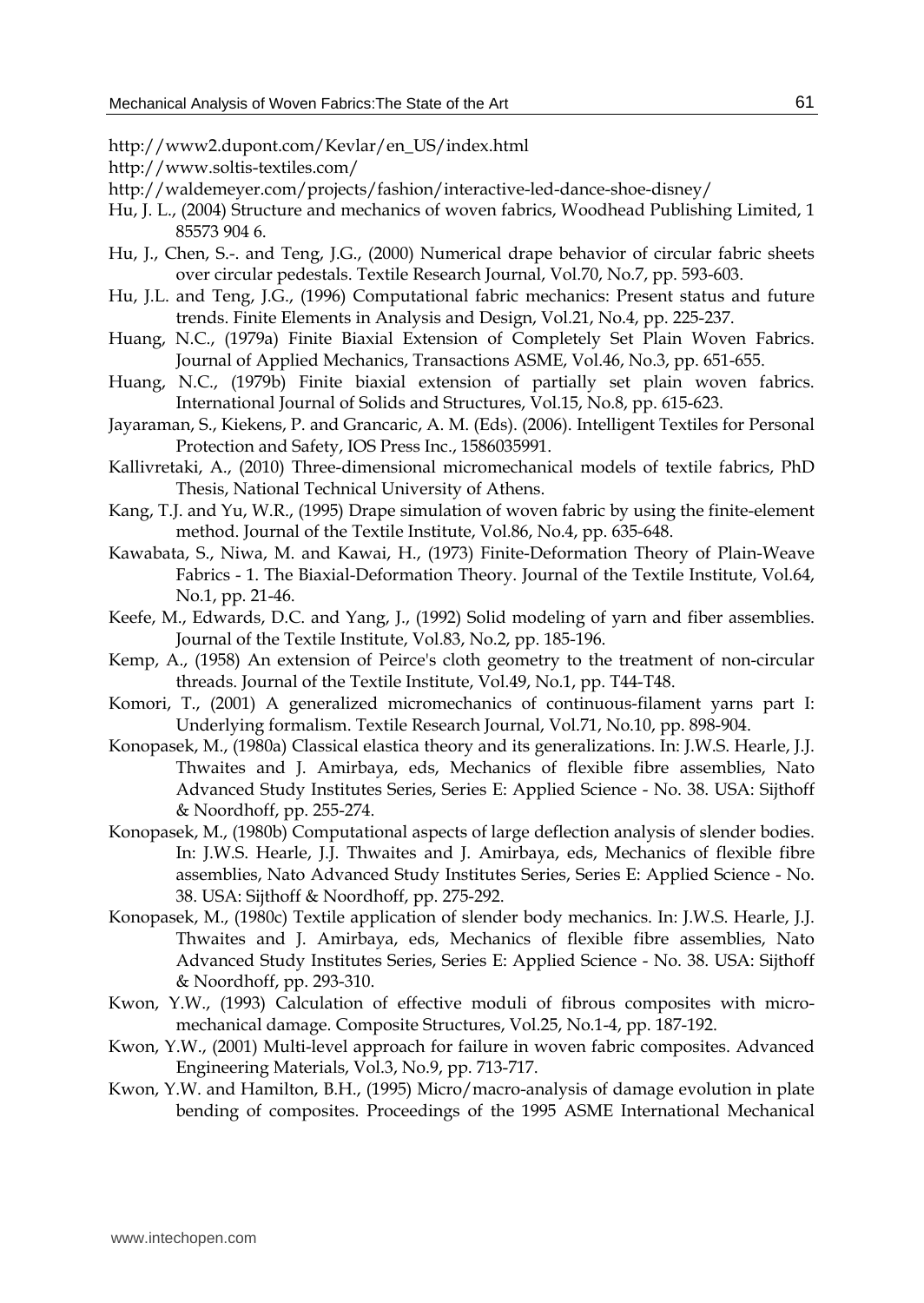http://www2.dupont.com/Kevlar/en_US/index.html

http://www.soltis-textiles.com/

http://waldemeyer.com/projects/fashion/interactive-led-dance-shoe-disney/

Hu, J. L., (2004) Structure and mechanics of woven fabrics, Woodhead Publishing Limited, 1 85573 904 6.

Hu, J., Chen, S.-. and Teng, J.G., (2000) Numerical drape behavior of circular fabric sheets over circular pedestals. Textile Research Journal, Vol.70, No.7, pp. 593-603.

Hu, J.L. and Teng, J.G., (1996) Computational fabric mechanics: Present status and future trends. Finite Elements in Analysis and Design, Vol.21, No.4, pp. 225-237.

Huang, N.C., (1979a) Finite Biaxial Extension of Completely Set Plain Woven Fabrics. Journal of Applied Mechanics, Transactions ASME, Vol.46, No.3, pp. 651-655.

Huang, N.C., (1979b) Finite biaxial extension of partially set plain woven fabrics. International Journal of Solids and Structures, Vol.15, No.8, pp. 615-623.

Jayaraman, S., Kiekens, P. and Grancaric, A. M. (Eds). (2006). Intelligent Textiles for Personal Protection and Safety, IOS Press Inc., 1586035991.

Kallivretaki, A., (2010) Three-dimensional micromechanical models of textile fabrics, PhD Thesis, National Technical University of Athens.

Kang, T.J. and Yu, W.R., (1995) Drape simulation of woven fabric by using the finite-element method. Journal of the Textile Institute, Vol.86, No.4, pp. 635-648.

Kawabata, S., Niwa, M. and Kawai, H., (1973) Finite-Deformation Theory of Plain-Weave Fabrics - 1. The Biaxial-Deformation Theory. Journal of the Textile Institute, Vol.64, No.1, pp. 21-46.

Keefe, M., Edwards, D.C. and Yang, J., (1992) Solid modeling of yarn and fiber assemblies. Journal of the Textile Institute, Vol.83, No.2, pp. 185-196.

Kemp, A., (1958) An extension of Peirce's cloth geometry to the treatment of non-circular threads. Journal of the Textile Institute, Vol.49, No.1, pp. T44-T48.

Komori, T., (2001) A generalized micromechanics of continuous-filament yarns part I: Underlying formalism. Textile Research Journal, Vol.71, No.10, pp. 898-904.

Konopasek, M., (1980a) Classical elastica theory and its generalizations. In: J.W.S. Hearle, J.J. Thwaites and J. Amirbaya, eds, Mechanics of flexible fibre assemblies, Nato Advanced Study Institutes Series, Series E: Applied Science - No. 38. USA: Sijthoff & Noordhoff, pp. 255-274.

Konopasek, M., (1980b) Computational aspects of large deflection analysis of slender bodies. In: J.W.S. Hearle, J.J. Thwaites and J. Amirbaya, eds, Mechanics of flexible fibre assemblies, Nato Advanced Study Institutes Series, Series E: Applied Science - No. 38. USA: Sijthoff & Noordhoff, pp. 275-292.

Konopasek, M., (1980c) Textile application of slender body mechanics. In: J.W.S. Hearle, J.J. Thwaites and J. Amirbaya, eds, Mechanics of flexible fibre assemblies, Nato Advanced Study Institutes Series, Series E: Applied Science - No. 38. USA: Sijthoff & Noordhoff, pp. 293-310.

Kwon, Y.W., (1993) Calculation of effective moduli of fibrous composites with micro-mechanical damage. Composite Structures, Vol.25, No.1-4, pp. 187-192.

Kwon, Y.W., (2001) Multi-level approach for failure in woven fabric composites. Advanced Engineering Materials, Vol.3, No.9, pp. 713-717.

Kwon, Y.W. and Hamilton, B.H., (1995) Micro/macro-analysis of damage evolution in plate bending of composites. Proceedings of the 1995 ASME International Mechanical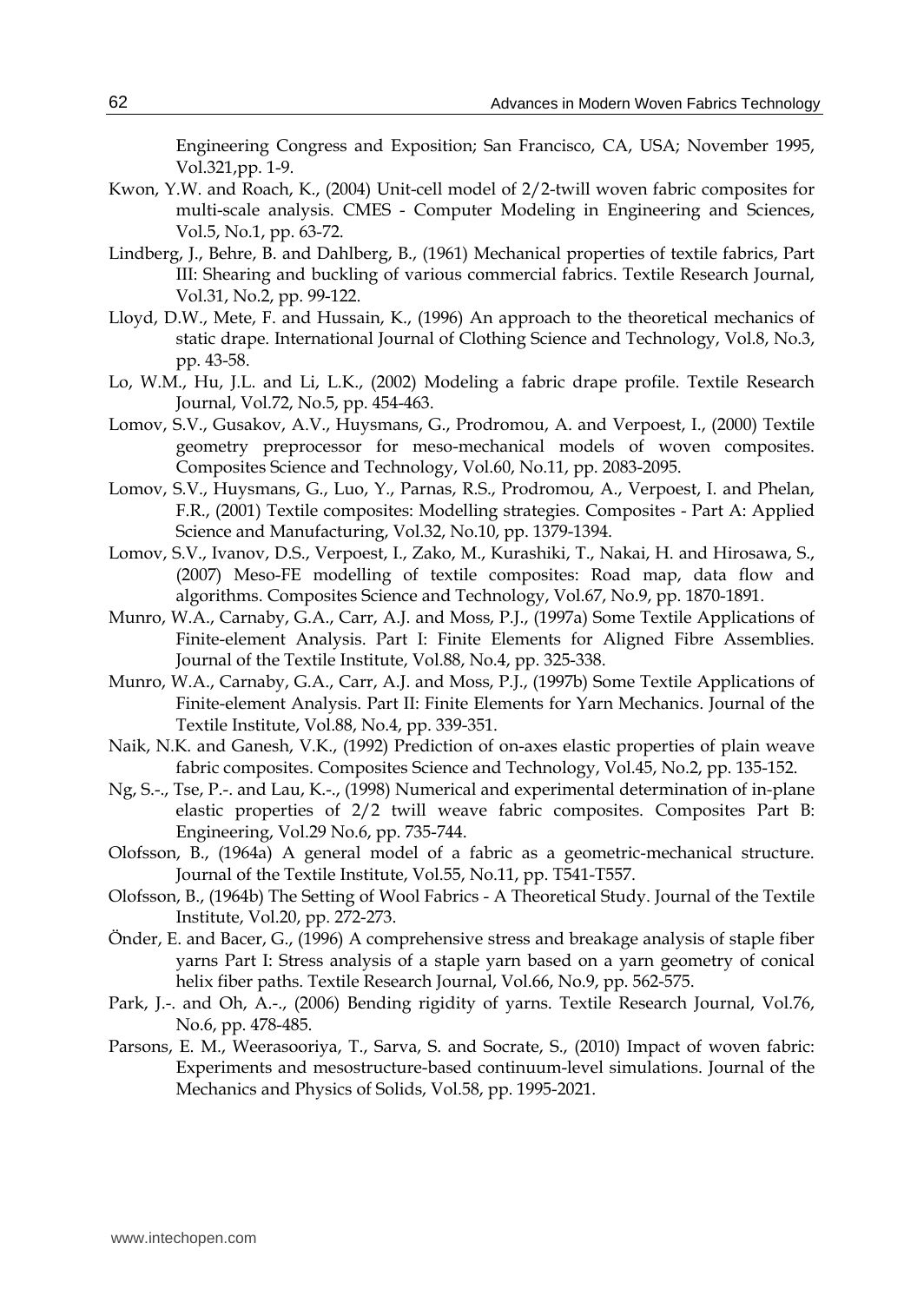Engineering Congress and Exposition; San Francisco, CA, USA; November 1995, Vol.321,pp. 1-9.

Kwon, Y.W. and Roach, K., (2004) Unit-cell model of 2/2-twill woven fabric composites for multi-scale analysis. CMES - Computer Modeling in Engineering and Sciences, Vol.5, No.1, pp. 63-72.

Lindberg, J., Behre, B. and Dahlberg, B., (1961) Mechanical properties of textile fabrics, Part III: Shearing and buckling of various commercial fabrics. Textile Research Journal, Vol.31, No.2, pp. 99-122.

Lloyd, D.W., Mete, F. and Hussain, K., (1996) An approach to the theoretical mechanics of static drape. International Journal of Clothing Science and Technology, Vol.8, No.3, pp. 43-58.

Lo, W.M., Hu, J.L. and Li, L.K., (2002) Modeling a fabric drape profile. Textile Research Journal, Vol.72, No.5, pp. 454-463.

Lomov, S.V., Gusakov, A.V., Huysmans, G., Prodromou, A. and Verpoest, I., (2000) Textile geometry preprocessor for meso-mechanical models of woven composites. Composites Science and Technology, Vol.60, No.11, pp. 2083-2095.

Lomov, S.V., Huysmans, G., Luo, Y., Parnas, R.S., Prodromou, A., Verpoest, I. and Phelan, F.R., (2001) Textile composites: Modelling strategies. Composites - Part A: Applied Science and Manufacturing, Vol.32, No.10, pp. 1379-1394.

Lomov, S.V., Ivanov, D.S., Verpoest, I., Zako, M., Kurashiki, T., Nakai, H. and Hirosawa, S., (2007) Meso-FE modelling of textile composites: Road map, data flow and algorithms. Composites Science and Technology, Vol.67, No.9, pp. 1870-1891.

Munro, W.A., Carnaby, G.A., Carr, A.J. and Moss, P.J., (1997a) Some Textile Applications of Finite-element Analysis. Part I: Finite Elements for Aligned Fibre Assemblies. Journal of the Textile Institute, Vol.88, No.4, pp. 325-338.

Munro, W.A., Carnaby, G.A., Carr, A.J. and Moss, P.J., (1997b) Some Textile Applications of Finite-element Analysis. Part II: Finite Elements for Yarn Mechanics. Journal of the Textile Institute, Vol.88, No.4, pp. 339-351.

Naik, N.K. and Ganesh, V.K., (1992) Prediction of on-axes elastic properties of plain weave fabric composites. Composites Science and Technology, Vol.45, No.2, pp. 135-152.

Ng, S.-., Tse, P.-. and Lau, K.-., (1998) Numerical and experimental determination of in-plane elastic properties of 2/2 twill weave fabric composites. Composites Part B: Engineering, Vol.29 No.6, pp. 735-744.

Olofsson, B., (1964a) A general model of a fabric as a geometric-mechanical structure. Journal of the Textile Institute, Vol.55, No.11, pp. T541-T557.

Olofsson, B., (1964b) The Setting of Wool Fabrics - A Theoretical Study. Journal of the Textile Institute, Vol.20, pp. 272-273.

Önder, E. and Bacer, G., (1996) A comprehensive stress and breakage analysis of staple fiber yarns Part I: Stress analysis of a staple yarn based on a yarn geometry of conical helix fiber paths. Textile Research Journal, Vol.66, No.9, pp. 562-575.

Park, J.-. and Oh, A.-., (2006) Bending rigidity of yarns. Textile Research Journal, Vol.76, No.6, pp. 478-485.

Parsons, E. M., Weerasooriya, T., Sarva, S. and Socrate, S., (2010) Impact of woven fabric: Experiments and mesostructure-based continuum-level simulations. Journal of the Mechanics and Physics of Solids, Vol.58, pp. 1995-2021.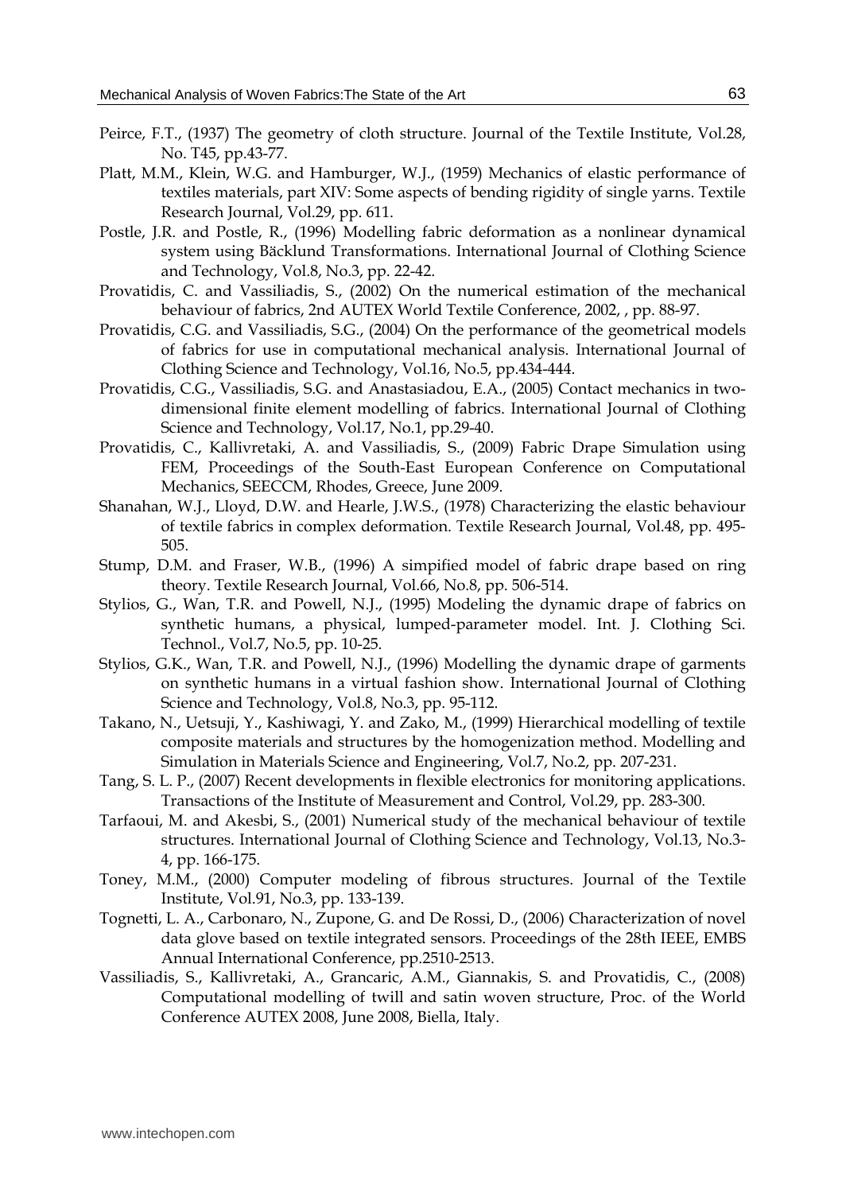Peirce, F.T., (1937) The geometry of cloth structure. Journal of the Textile Institute, Vol.28, No. T45, pp.43-77.

Platt, M.M., Klein, W.G. and Hamburger, W.J., (1959) Mechanics of elastic performance of textiles materials, part XIV: Some aspects of bending rigidity of single yarns. Textile Research Journal, Vol.29, pp. 611.

Postle, J.R. and Postle, R., (1996) Modelling fabric deformation as a nonlinear dynamical system using Bäcklund Transformations. International Journal of Clothing Science and Technology, Vol.8, No.3, pp. 22-42.

Provatidis, C. and Vassiliadis, S., (2002) On the numerical estimation of the mechanical behaviour of fabrics, 2nd AUTEX World Textile Conference, 2002, , pp. 88-97.

Provatidis, C.G. and Vassiliadis, S.G., (2004) On the performance of the geometrical models of fabrics for use in computational mechanical analysis. International Journal of Clothing Science and Technology, Vol.16, No.5, pp.434-444.

Provatidis, C.G., Vassiliadis, S.G. and Anastasiadou, E.A., (2005) Contact mechanics in two-dimensional finite element modelling of fabrics. International Journal of Clothing Science and Technology, Vol.17, No.1, pp.29-40.

Provatidis, C., Kallivretaki, A. and Vassiliadis, S., (2009) Fabric Drape Simulation using FEM, Proceedings of the South-East European Conference on Computational Mechanics, SEECCM, Rhodes, Greece, June 2009.

Shanahan, W.J., Lloyd, D.W. and Hearle, J.W.S., (1978) Characterizing the elastic behaviour of textile fabrics in complex deformation. Textile Research Journal, Vol.48, pp. 495-505.

Stump, D.M. and Fraser, W.B., (1996) A simpified model of fabric drape based on ring theory. Textile Research Journal, Vol.66, No.8, pp. 506-514.

Stylios, G., Wan, T.R. and Powell, N.J., (1995) Modeling the dynamic drape of fabrics on synthetic humans, a physical, lumped-parameter model. Int. J. Clothing Sci. Technol., Vol.7, No.5, pp. 10-25.

Stylios, G.K., Wan, T.R. and Powell, N.J., (1996) Modelling the dynamic drape of garments on synthetic humans in a virtual fashion show. International Journal of Clothing Science and Technology, Vol.8, No.3, pp. 95-112.

Takano, N., Uetsuji, Y., Kashiwagi, Y. and Zako, M., (1999) Hierarchical modelling of textile composite materials and structures by the homogenization method. Modelling and Simulation in Materials Science and Engineering, Vol.7, No.2, pp. 207-231.

Tang, S. L. P., (2007) Recent developments in flexible electronics for monitoring applications. Transactions of the Institute of Measurement and Control, Vol.29, pp. 283-300.

Tarfaoui, M. and Akesbi, S., (2001) Numerical study of the mechanical behaviour of textile structures. International Journal of Clothing Science and Technology, Vol.13, No.3-4, pp. 166-175.

Toney, M.M., (2000) Computer modeling of fibrous structures. Journal of the Textile Institute, Vol.91, No.3, pp. 133-139.

Tognetti, L. A., Carbonaro, N., Zupone, G. and De Rossi, D., (2006) Characterization of novel data glove based on textile integrated sensors. Proceedings of the 28th IEEE, EMBS Annual International Conference, pp.2510-2513.

Vassiliadis, S., Kallivretaki, A., Grancaric, A.M., Giannakis, S. and Provatidis, C., (2008) Computational modelling of twill and satin woven structure, Proc. of the World Conference AUTEX 2008, June 2008, Biella, Italy.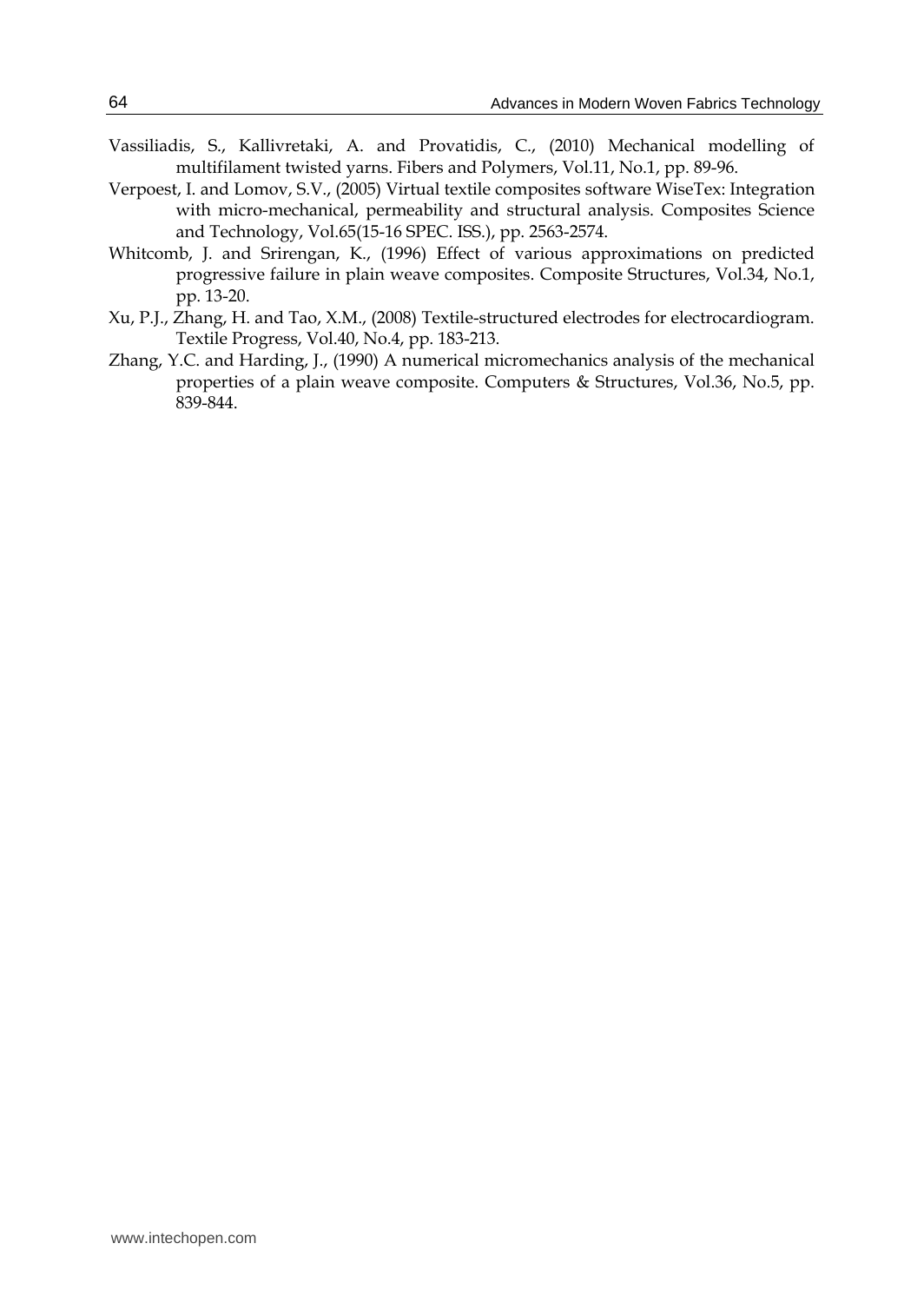Vassiliadis, S., Kallivretaki, A. and Provatidis, C., (2010) Mechanical modelling of multifilament twisted yarns. Fibers and Polymers, Vol.11, No.1, pp. 89-96.

Verpoest, I. and Lomov, S.V., (2005) Virtual textile composites software WiseTex: Integration with micro-mechanical, permeability and structural analysis. Composites Science and Technology, Vol.65(15-16 SPEC. ISS.), pp. 2563-2574.

Whitcomb, J. and Srirengan, K., (1996) Effect of various approximations on predicted progressive failure in plain weave composites. Composite Structures, Vol.34, No.1, pp. 13-20.

Xu, P.J., Zhang, H. and Tao, X.M., (2008) Textile-structured electrodes for electrocardiogram. Textile Progress, Vol.40, No.4, pp. 183-213.

Zhang, Y.C. and Harding, J., (1990) A numerical micromechanics analysis of the mechanical properties of a plain weave composite. Computers & Structures, Vol.36, No.5, pp. 839-844.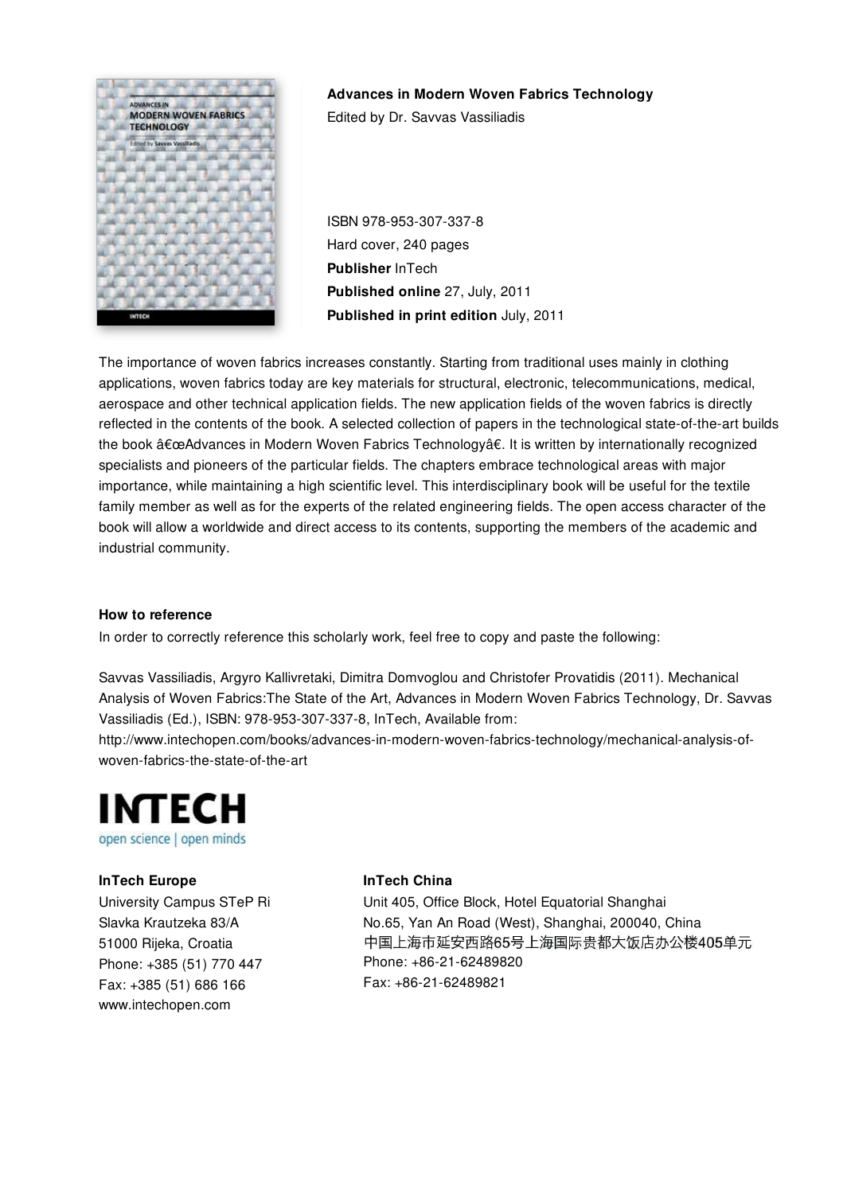**Advances in Modern Woven Fabrics Technology**

Edited by Dr. Savvas Vassiliadis

ISBN 978-953-307-337-8
Hard cover, 240 pages
**Publisher** InTech
**Published online** 27, July, 2011
**Published in print edition** July, 2011

The importance of woven fabrics increases constantly. Starting from traditional uses mainly in clothing applications, woven fabrics today are key materials for structural, electronic, telecommunications, medical, aerospace and other technical application fields. The new application fields of the woven fabrics is directly reflected in the contents of the book. A selected collection of papers in the technological state-of-the-art builds the book â€œAdvances in Modern Woven Fabrics Technologyâ€. It is written by internationally recognized specialists and pioneers of the particular fields. The chapters embrace technological areas with major importance, while maintaining a high scientific level. This interdisciplinary book will be useful for the textile family member as well as for the experts of the related engineering fields. The open access character of the book will allow a worldwide and direct access to its contents, supporting the members of the academic and industrial community.

**How to reference**

In order to correctly reference this scholarly work, feel free to copy and paste the following:

Savvas Vassiliadis, Argyro Kallivretaki, Dimitra Domvoglou and Christofer Provatidis (2011). Mechanical Analysis of Woven Fabrics:The State of the Art, Advances in Modern Woven Fabrics Technology, Dr. Savvas Vassiliadis (Ed.), ISBN: 978-953-307-337-8, InTech, Available from: http://www.intechopen.com/books/advances-in-modern-woven-fabrics-technology/mechanical-analysis-of-woven-fabrics-the-state-of-the-art

**INTECH**
open science | open minds

**InTech Europe**
University Campus STeP Ri
Slavka Krautzeka 83/A
51000 Rijeka, Croatia
Phone: +385 (51) 770 447
Fax: +385 (51) 686 166
www.intechopen.com

**InTech China**
Unit 405, Office Block, Hotel Equatorial Shanghai
No.65, Yan An Road (West), Shanghai, 200040, China
中国上海市延安西路65号上海国际贵都大饭店办公楼405单元
Phone: +86-21-62489820
Fax: +86-21-62489821